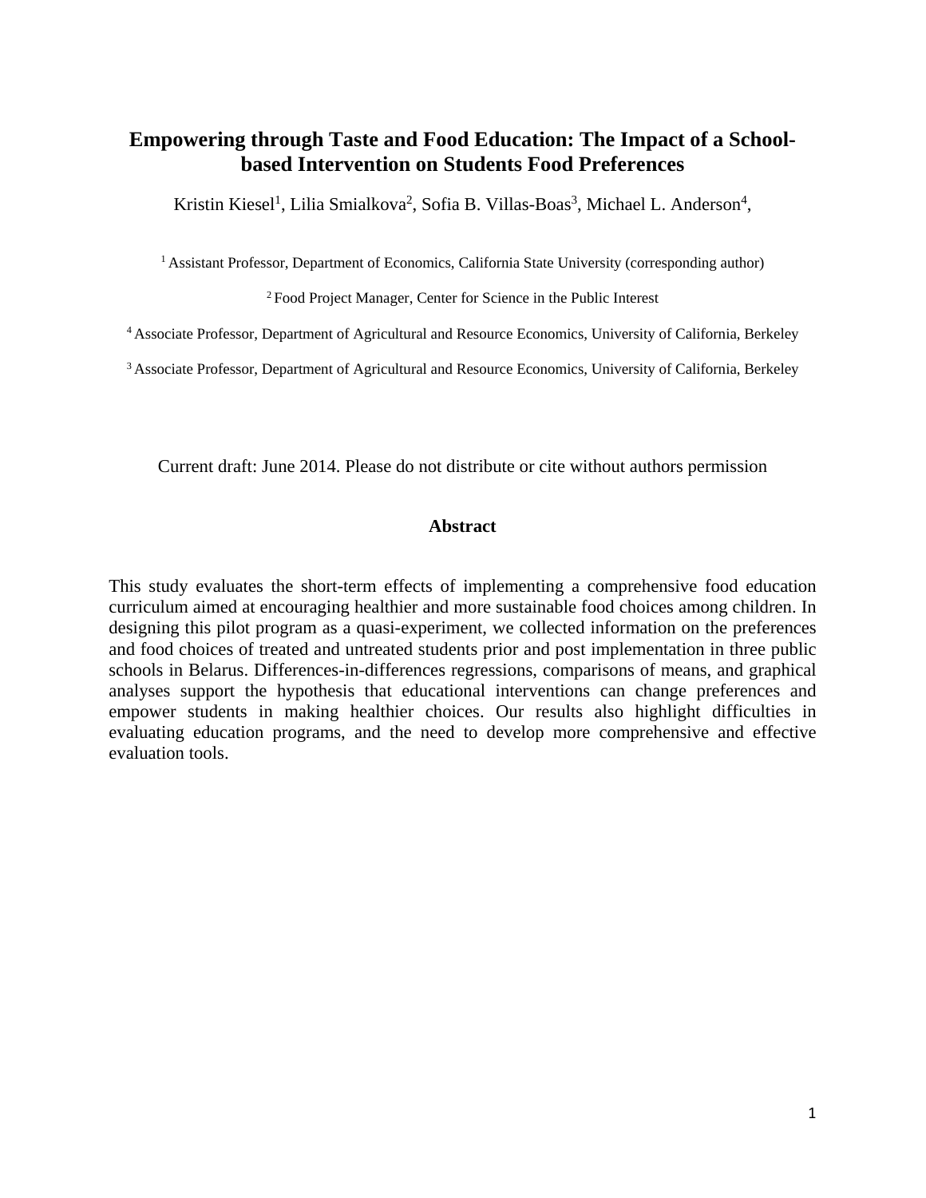# Empowering through Taste and Food Education: The Impact of a School-based Intervention on Students Food Preferences

Kristin Kiesel[1], Lilia Smialkova[2], Sofia B. Villas-Boas[3], Michael L. Anderson[4],

[1] Assistant Professor, Department of Economics, California State University (corresponding author)

[2] Food Project Manager, Center for Science in the Public Interest

[4] Associate Professor, Department of Agricultural and Resource Economics, University of California, Berkeley

[3] Associate Professor, Department of Agricultural and Resource Economics, University of California, Berkeley

Current draft: June 2014. Please do not distribute or cite without authors permission

## Abstract

This study evaluates the short-term effects of implementing a comprehensive food education curriculum aimed at encouraging healthier and more sustainable food choices among children. In designing this pilot program as a quasi-experiment, we collected information on the preferences and food choices of treated and untreated students prior and post implementation in three public schools in Belarus. Differences-in-differences regressions, comparisons of means, and graphical analyses support the hypothesis that educational interventions can change preferences and empower students in making healthier choices. Our results also highlight difficulties in evaluating education programs, and the need to develop more comprehensive and effective evaluation tools.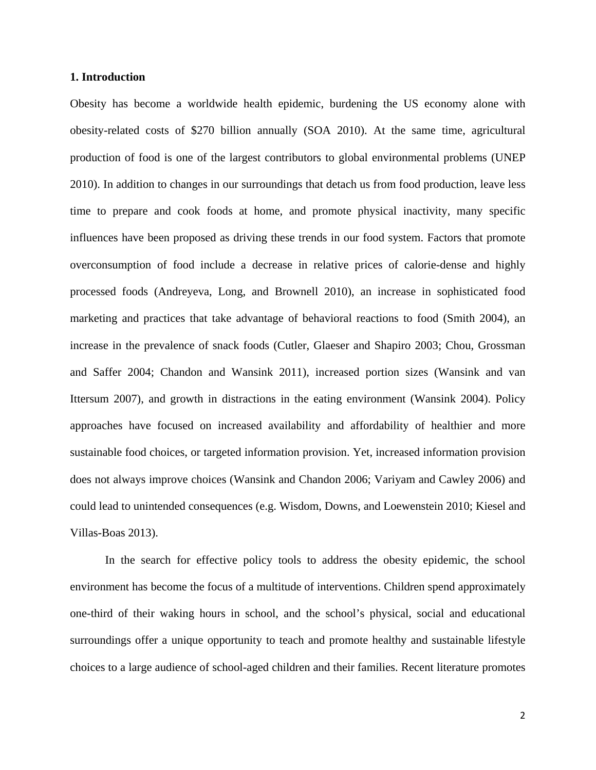## 1. Introduction

Obesity has become a worldwide health epidemic, burdening the US economy alone with obesity-related costs of $270 billion annually (SOA 2010). At the same time, agricultural production of food is one of the largest contributors to global environmental problems (UNEP 2010). In addition to changes in our surroundings that detach us from food production, leave less time to prepare and cook foods at home, and promote physical inactivity, many specific influences have been proposed as driving these trends in our food system. Factors that promote overconsumption of food include a decrease in relative prices of calorie-dense and highly processed foods (Andreyeva, Long, and Brownell 2010), an increase in sophisticated food marketing and practices that take advantage of behavioral reactions to food (Smith 2004), an increase in the prevalence of snack foods (Cutler, Glaeser and Shapiro 2003; Chou, Grossman and Saffer 2004; Chandon and Wansink 2011), increased portion sizes (Wansink and van Ittersum 2007), and growth in distractions in the eating environment (Wansink 2004). Policy approaches have focused on increased availability and affordability of healthier and more sustainable food choices, or targeted information provision. Yet, increased information provision does not always improve choices (Wansink and Chandon 2006; Variyam and Cawley 2006) and could lead to unintended consequences (e.g. Wisdom, Downs, and Loewenstein 2010; Kiesel and Villas-Boas 2013).

In the search for effective policy tools to address the obesity epidemic, the school environment has become the focus of a multitude of interventions. Children spend approximately one-third of their waking hours in school, and the school's physical, social and educational surroundings offer a unique opportunity to teach and promote healthy and sustainable lifestyle choices to a large audience of school-aged children and their families. Recent literature promotes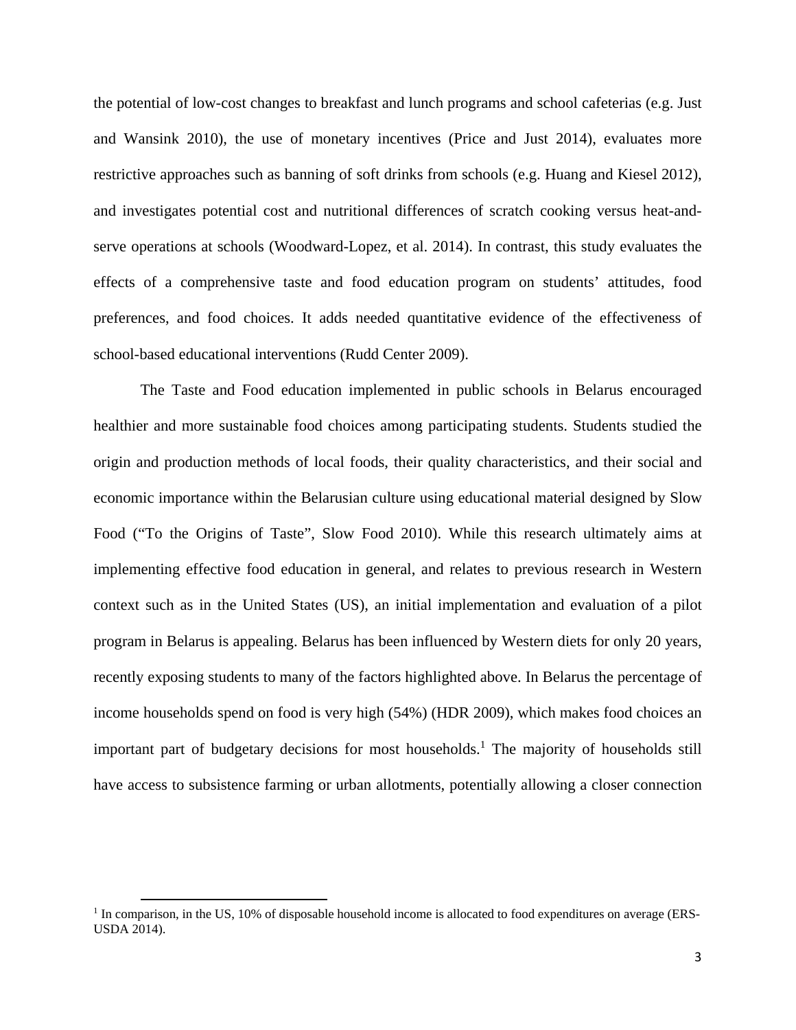the potential of low-cost changes to breakfast and lunch programs and school cafeterias (e.g. Just and Wansink 2010), the use of monetary incentives (Price and Just 2014), evaluates more restrictive approaches such as banning of soft drinks from schools (e.g. Huang and Kiesel 2012), and investigates potential cost and nutritional differences of scratch cooking versus heat-and-serve operations at schools (Woodward-Lopez, et al. 2014). In contrast, this study evaluates the effects of a comprehensive taste and food education program on students' attitudes, food preferences, and food choices. It adds needed quantitative evidence of the effectiveness of school-based educational interventions (Rudd Center 2009).

The Taste and Food education implemented in public schools in Belarus encouraged healthier and more sustainable food choices among participating students. Students studied the origin and production methods of local foods, their quality characteristics, and their social and economic importance within the Belarusian culture using educational material designed by Slow Food ("To the Origins of Taste", Slow Food 2010). While this research ultimately aims at implementing effective food education in general, and relates to previous research in Western context such as in the United States (US), an initial implementation and evaluation of a pilot program in Belarus is appealing. Belarus has been influenced by Western diets for only 20 years, recently exposing students to many of the factors highlighted above. In Belarus the percentage of income households spend on food is very high (54%) (HDR 2009), which makes food choices an important part of budgetary decisions for most households.[1] The majority of households still have access to subsistence farming or urban allotments, potentially allowing a closer connection

[1] In comparison, in the US, 10% of disposable household income is allocated to food expenditures on average (ERS-USDA 2014).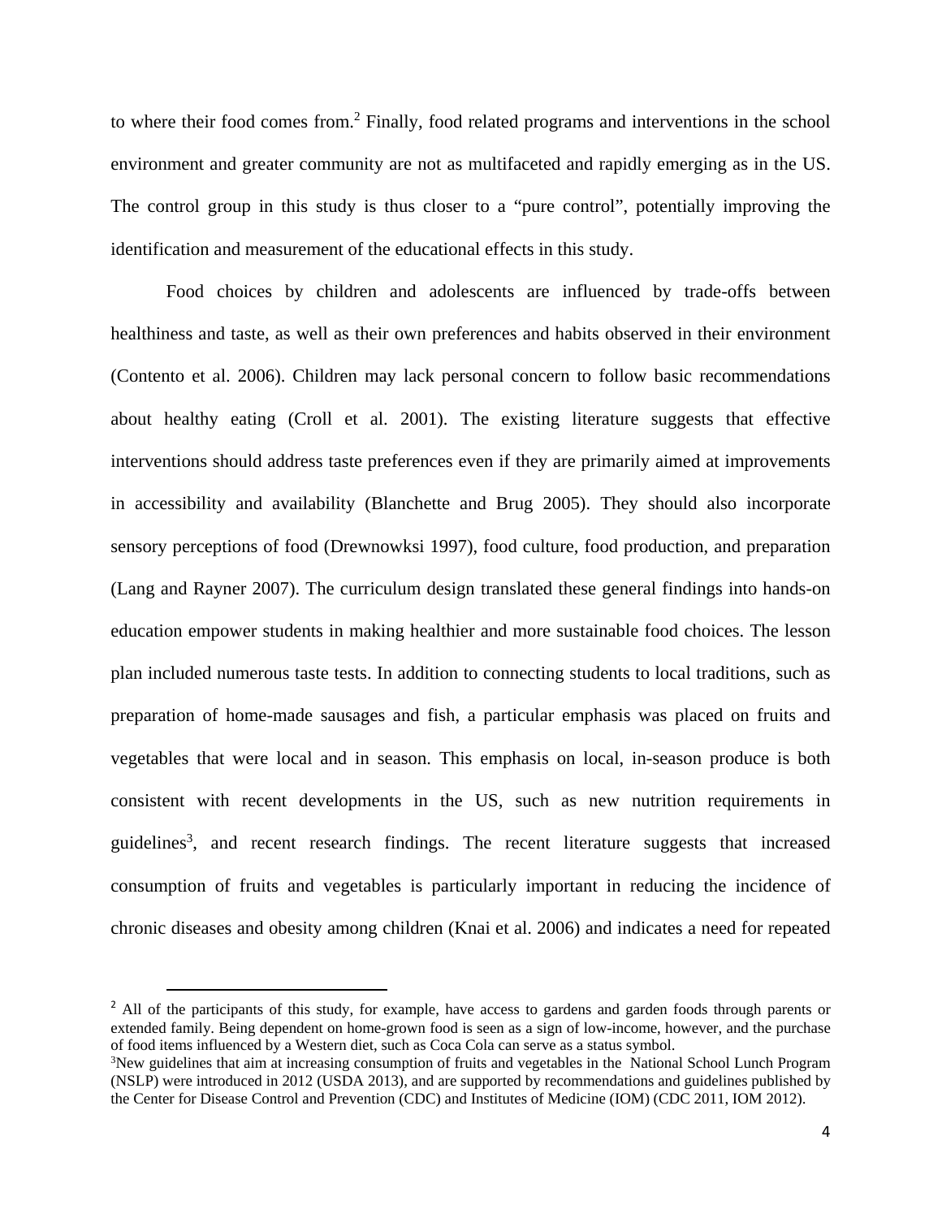to where their food comes from.[2] Finally, food related programs and interventions in the school environment and greater community are not as multifaceted and rapidly emerging as in the US. The control group in this study is thus closer to a "pure control", potentially improving the identification and measurement of the educational effects in this study.

Food choices by children and adolescents are influenced by trade-offs between healthiness and taste, as well as their own preferences and habits observed in their environment (Contento et al. 2006). Children may lack personal concern to follow basic recommendations about healthy eating (Croll et al. 2001). The existing literature suggests that effective interventions should address taste preferences even if they are primarily aimed at improvements in accessibility and availability (Blanchette and Brug 2005). They should also incorporate sensory perceptions of food (Drewnowksi 1997), food culture, food production, and preparation (Lang and Rayner 2007). The curriculum design translated these general findings into hands-on education empower students in making healthier and more sustainable food choices. The lesson plan included numerous taste tests. In addition to connecting students to local traditions, such as preparation of home-made sausages and fish, a particular emphasis was placed on fruits and vegetables that were local and in season. This emphasis on local, in-season produce is both consistent with recent developments in the US, such as new nutrition requirements in guidelines[3], and recent research findings. The recent literature suggests that increased consumption of fruits and vegetables is particularly important in reducing the incidence of chronic diseases and obesity among children (Knai et al. 2006) and indicates a need for repeated

[2] All of the participants of this study, for example, have access to gardens and garden foods through parents or extended family. Being dependent on home-grown food is seen as a sign of low-income, however, and the purchase of food items influenced by a Western diet, such as Coca Cola can serve as a status symbol.

[3] New guidelines that aim at increasing consumption of fruits and vegetables in the National School Lunch Program (NSLP) were introduced in 2012 (USDA 2013), and are supported by recommendations and guidelines published by the Center for Disease Control and Prevention (CDC) and Institutes of Medicine (IOM) (CDC 2011, IOM 2012).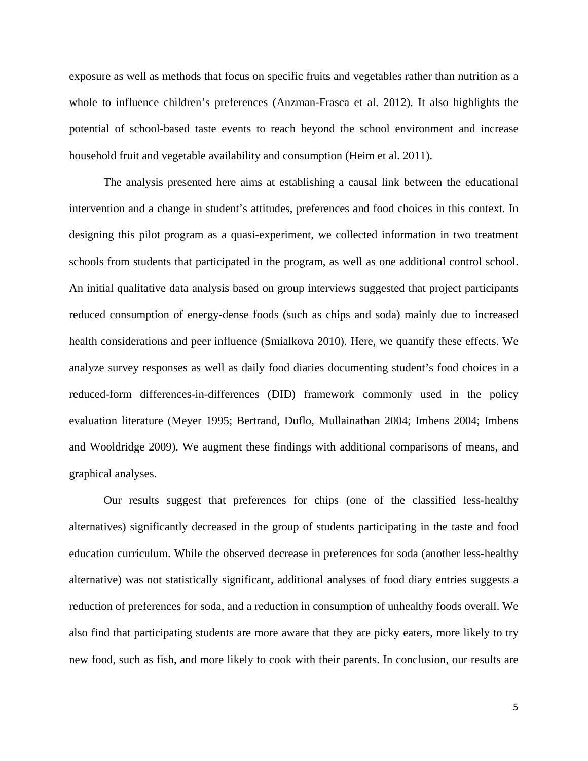exposure as well as methods that focus on specific fruits and vegetables rather than nutrition as a whole to influence children's preferences (Anzman-Frasca et al. 2012). It also highlights the potential of school-based taste events to reach beyond the school environment and increase household fruit and vegetable availability and consumption (Heim et al. 2011).

The analysis presented here aims at establishing a causal link between the educational intervention and a change in student's attitudes, preferences and food choices in this context. In designing this pilot program as a quasi-experiment, we collected information in two treatment schools from students that participated in the program, as well as one additional control school. An initial qualitative data analysis based on group interviews suggested that project participants reduced consumption of energy-dense foods (such as chips and soda) mainly due to increased health considerations and peer influence (Smialkova 2010). Here, we quantify these effects. We analyze survey responses as well as daily food diaries documenting student's food choices in a reduced-form differences-in-differences (DID) framework commonly used in the policy evaluation literature (Meyer 1995; Bertrand, Duflo, Mullainathan 2004; Imbens 2004; Imbens and Wooldridge 2009). We augment these findings with additional comparisons of means, and graphical analyses.

Our results suggest that preferences for chips (one of the classified less-healthy alternatives) significantly decreased in the group of students participating in the taste and food education curriculum. While the observed decrease in preferences for soda (another less-healthy alternative) was not statistically significant, additional analyses of food diary entries suggests a reduction of preferences for soda, and a reduction in consumption of unhealthy foods overall. We also find that participating students are more aware that they are picky eaters, more likely to try new food, such as fish, and more likely to cook with their parents. In conclusion, our results are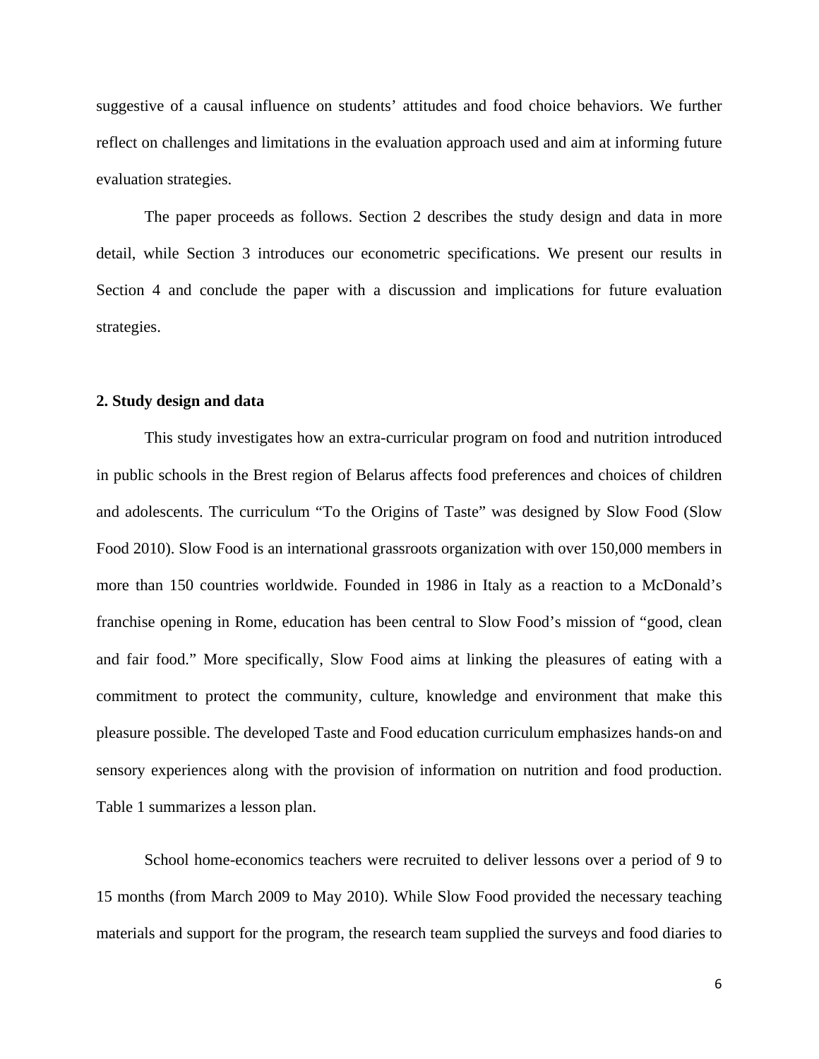suggestive of a causal influence on students' attitudes and food choice behaviors. We further reflect on challenges and limitations in the evaluation approach used and aim at informing future evaluation strategies.

The paper proceeds as follows. Section 2 describes the study design and data in more detail, while Section 3 introduces our econometric specifications. We present our results in Section 4 and conclude the paper with a discussion and implications for future evaluation strategies.

## 2. Study design and data

This study investigates how an extra-curricular program on food and nutrition introduced in public schools in the Brest region of Belarus affects food preferences and choices of children and adolescents. The curriculum "To the Origins of Taste" was designed by Slow Food (Slow Food 2010). Slow Food is an international grassroots organization with over 150,000 members in more than 150 countries worldwide. Founded in 1986 in Italy as a reaction to a McDonald's franchise opening in Rome, education has been central to Slow Food's mission of "good, clean and fair food." More specifically, Slow Food aims at linking the pleasures of eating with a commitment to protect the community, culture, knowledge and environment that make this pleasure possible. The developed Taste and Food education curriculum emphasizes hands-on and sensory experiences along with the provision of information on nutrition and food production. Table 1 summarizes a lesson plan.

School home-economics teachers were recruited to deliver lessons over a period of 9 to 15 months (from March 2009 to May 2010). While Slow Food provided the necessary teaching materials and support for the program, the research team supplied the surveys and food diaries to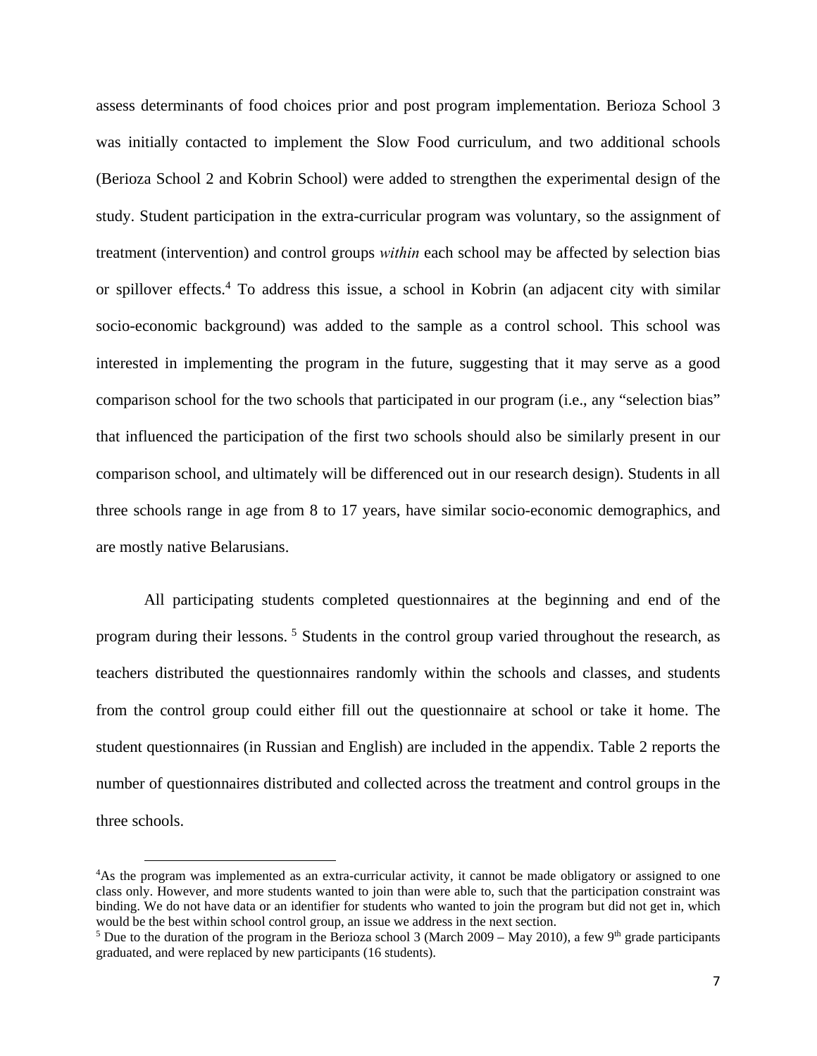assess determinants of food choices prior and post program implementation. Berioza School 3 was initially contacted to implement the Slow Food curriculum, and two additional schools (Berioza School 2 and Kobrin School) were added to strengthen the experimental design of the study. Student participation in the extra-curricular program was voluntary, so the assignment of treatment (intervention) and control groups *within* each school may be affected by selection bias or spillover effects.[4] To address this issue, a school in Kobrin (an adjacent city with similar socio-economic background) was added to the sample as a control school. This school was interested in implementing the program in the future, suggesting that it may serve as a good comparison school for the two schools that participated in our program (i.e., any "selection bias" that influenced the participation of the first two schools should also be similarly present in our comparison school, and ultimately will be differenced out in our research design). Students in all three schools range in age from 8 to 17 years, have similar socio-economic demographics, and are mostly native Belarusians.

All participating students completed questionnaires at the beginning and end of the program during their lessons.[5] Students in the control group varied throughout the research, as teachers distributed the questionnaires randomly within the schools and classes, and students from the control group could either fill out the questionnaire at school or take it home. The student questionnaires (in Russian and English) are included in the appendix. Table 2 reports the number of questionnaires distributed and collected across the treatment and control groups in the three schools.

---

[4] As the program was implemented as an extra-curricular activity, it cannot be made obligatory or assigned to one class only. However, and more students wanted to join than were able to, such that the participation constraint was binding. We do not have data or an identifier for students who wanted to join the program but did not get in, which would be the best within school control group, an issue we address in the next section.

[5] Due to the duration of the program in the Berioza school 3 (March 2009 – May 2010), a few 9th grade participants graduated, and were replaced by new participants (16 students).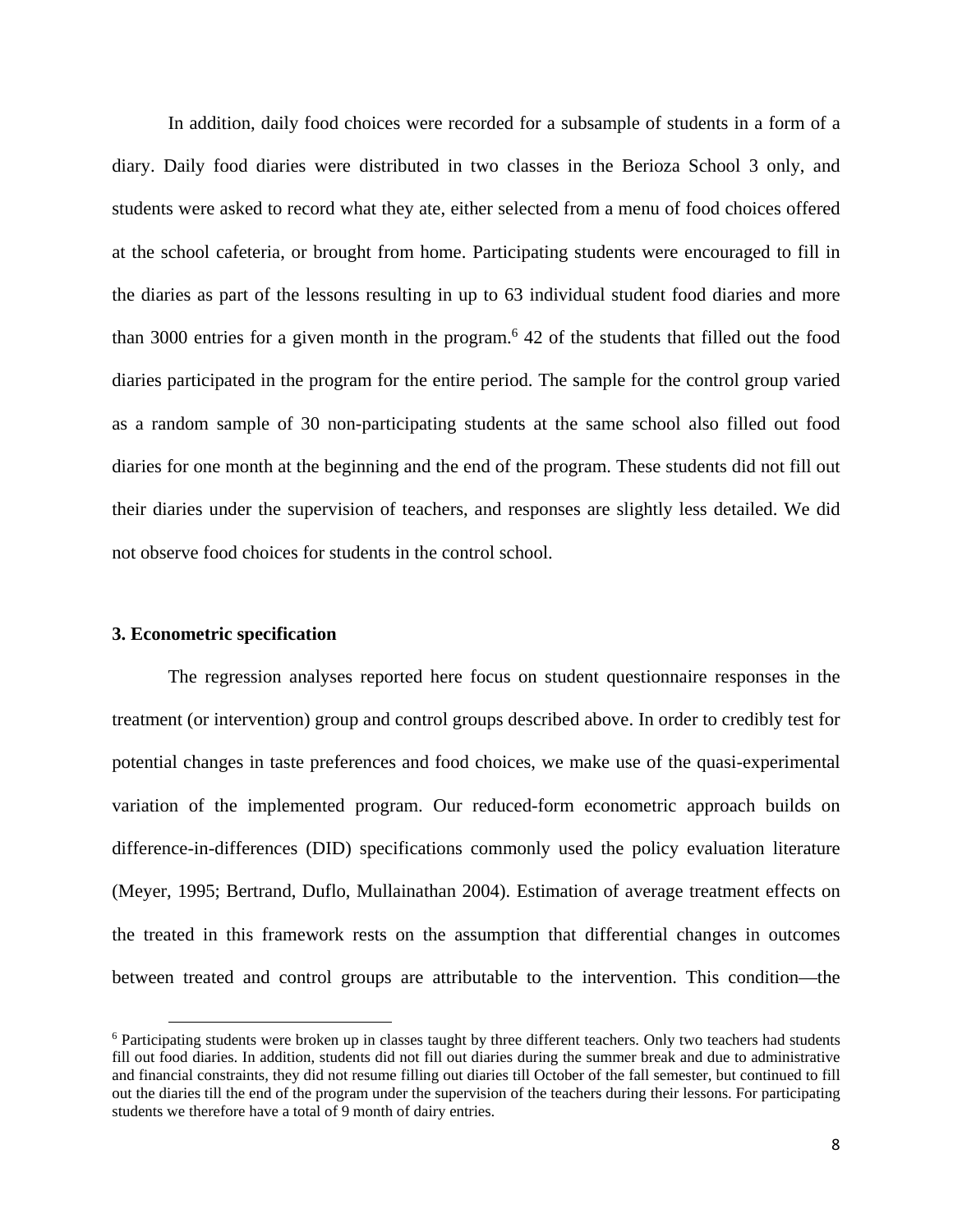In addition, daily food choices were recorded for a subsample of students in a form of a diary. Daily food diaries were distributed in two classes in the Berioza School 3 only, and students were asked to record what they ate, either selected from a menu of food choices offered at the school cafeteria, or brought from home. Participating students were encouraged to fill in the diaries as part of the lessons resulting in up to 63 individual student food diaries and more than 3000 entries for a given month in the program.[6] 42 of the students that filled out the food diaries participated in the program for the entire period. The sample for the control group varied as a random sample of 30 non-participating students at the same school also filled out food diaries for one month at the beginning and the end of the program. These students did not fill out their diaries under the supervision of teachers, and responses are slightly less detailed. We did not observe food choices for students in the control school.

### 3. Econometric specification

The regression analyses reported here focus on student questionnaire responses in the treatment (or intervention) group and control groups described above. In order to credibly test for potential changes in taste preferences and food choices, we make use of the quasi-experimental variation of the implemented program. Our reduced-form econometric approach builds on difference-in-differences (DID) specifications commonly used the policy evaluation literature (Meyer, 1995; Bertrand, Duflo, Mullainathan 2004). Estimation of average treatment effects on the treated in this framework rests on the assumption that differential changes in outcomes between treated and control groups are attributable to the intervention. This condition—the

[6] Participating students were broken up in classes taught by three different teachers. Only two teachers had students fill out food diaries. In addition, students did not fill out diaries during the summer break and due to administrative and financial constraints, they did not resume filling out diaries till October of the fall semester, but continued to fill out the diaries till the end of the program under the supervision of the teachers during their lessons. For participating students we therefore have a total of 9 month of dairy entries.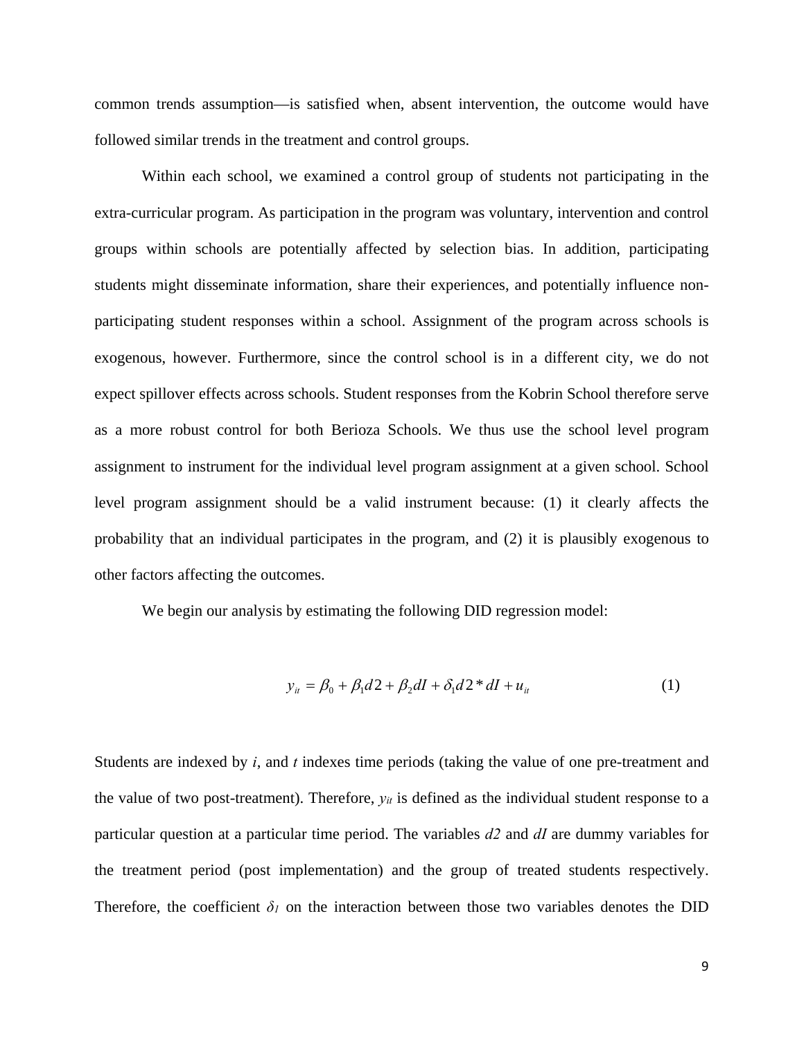common trends assumption—is satisfied when, absent intervention, the outcome would have followed similar trends in the treatment and control groups.

Within each school, we examined a control group of students not participating in the extra-curricular program. As participation in the program was voluntary, intervention and control groups within schools are potentially affected by selection bias. In addition, participating students might disseminate information, share their experiences, and potentially influence non-participating student responses within a school. Assignment of the program across schools is exogenous, however. Furthermore, since the control school is in a different city, we do not expect spillover effects across schools. Student responses from the Kobrin School therefore serve as a more robust control for both Berioza Schools. We thus use the school level program assignment to instrument for the individual level program assignment at a given school. School level program assignment should be a valid instrument because: (1) it clearly affects the probability that an individual participates in the program, and (2) it is plausibly exogenous to other factors affecting the outcomes.

We begin our analysis by estimating the following DID regression model:

$$y_{it} = \beta_0 + \beta_1 d2 + \beta_2 dI + \delta_1 d2 * dI + u_{it} \qquad (1)$$

Students are indexed by $i$, and $t$ indexes time periods (taking the value of one pre-treatment and the value of two post-treatment). Therefore, $y_{it}$ is defined as the individual student response to a particular question at a particular time period. The variables $d2$ and $dI$ are dummy variables for the treatment period (post implementation) and the group of treated students respectively. Therefore, the coefficient $\delta_1$ on the interaction between those two variables denotes the DID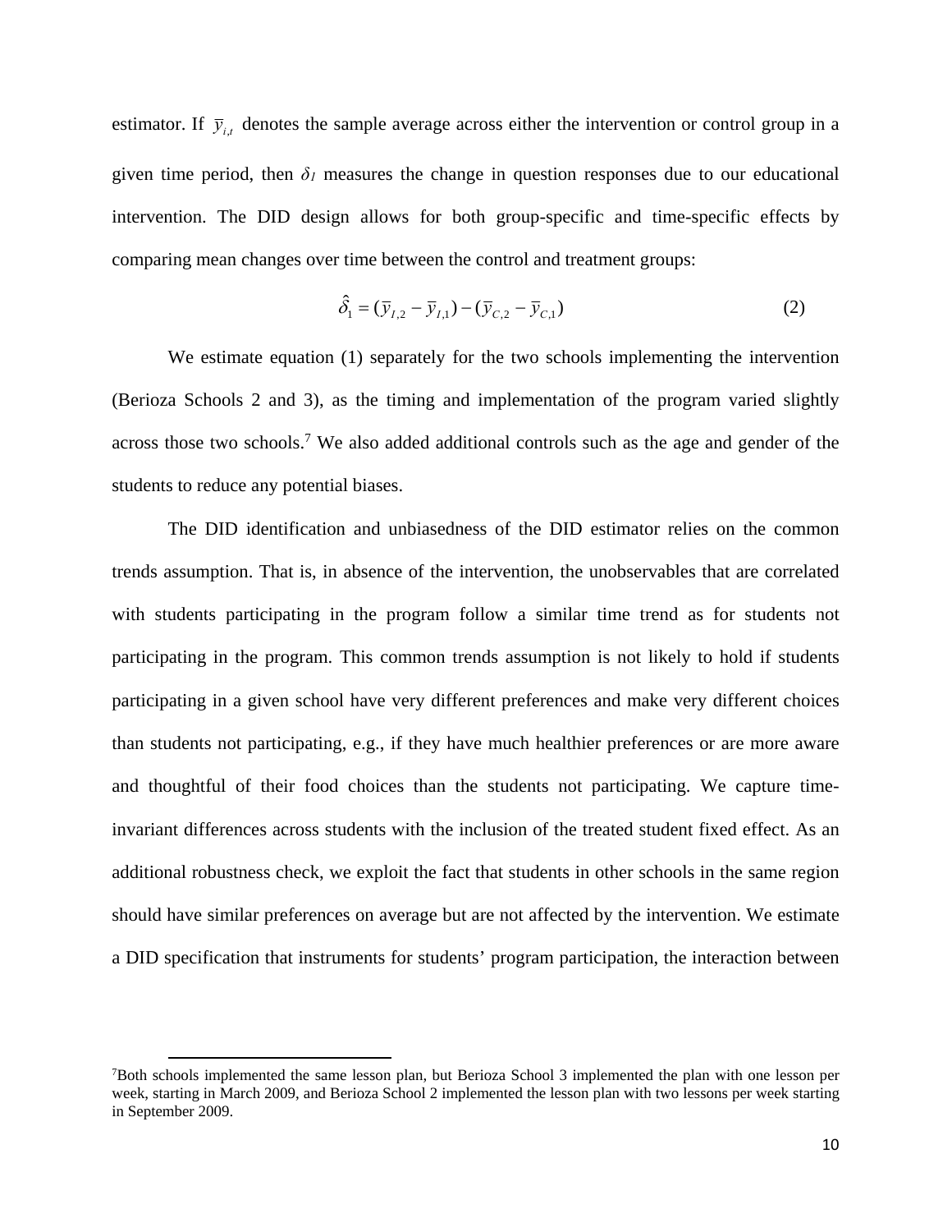estimator. If $\bar{y}_{i,t}$ denotes the sample average across either the intervention or control group in a given time period, then $\delta_1$ measures the change in question responses due to our educational intervention. The DID design allows for both group-specific and time-specific effects by comparing mean changes over time between the control and treatment groups:

$$\hat{\delta}_1 = (\bar{y}_{I,2} - \bar{y}_{I,1}) - (\bar{y}_{C,2} - \bar{y}_{C,1}) \tag{2}$$

We estimate equation (1) separately for the two schools implementing the intervention (Berioza Schools 2 and 3), as the timing and implementation of the program varied slightly across those two schools.[7] We also added additional controls such as the age and gender of the students to reduce any potential biases.

The DID identification and unbiasedness of the DID estimator relies on the common trends assumption. That is, in absence of the intervention, the unobservables that are correlated with students participating in the program follow a similar time trend as for students not participating in the program. This common trends assumption is not likely to hold if students participating in a given school have very different preferences and make very different choices than students not participating, e.g., if they have much healthier preferences or are more aware and thoughtful of their food choices than the students not participating. We capture time-invariant differences across students with the inclusion of the treated student fixed effect. As an additional robustness check, we exploit the fact that students in other schools in the same region should have similar preferences on average but are not affected by the intervention. We estimate a DID specification that instruments for students' program participation, the interaction between

[7]Both schools implemented the same lesson plan, but Berioza School 3 implemented the plan with one lesson per week, starting in March 2009, and Berioza School 2 implemented the lesson plan with two lessons per week starting in September 2009.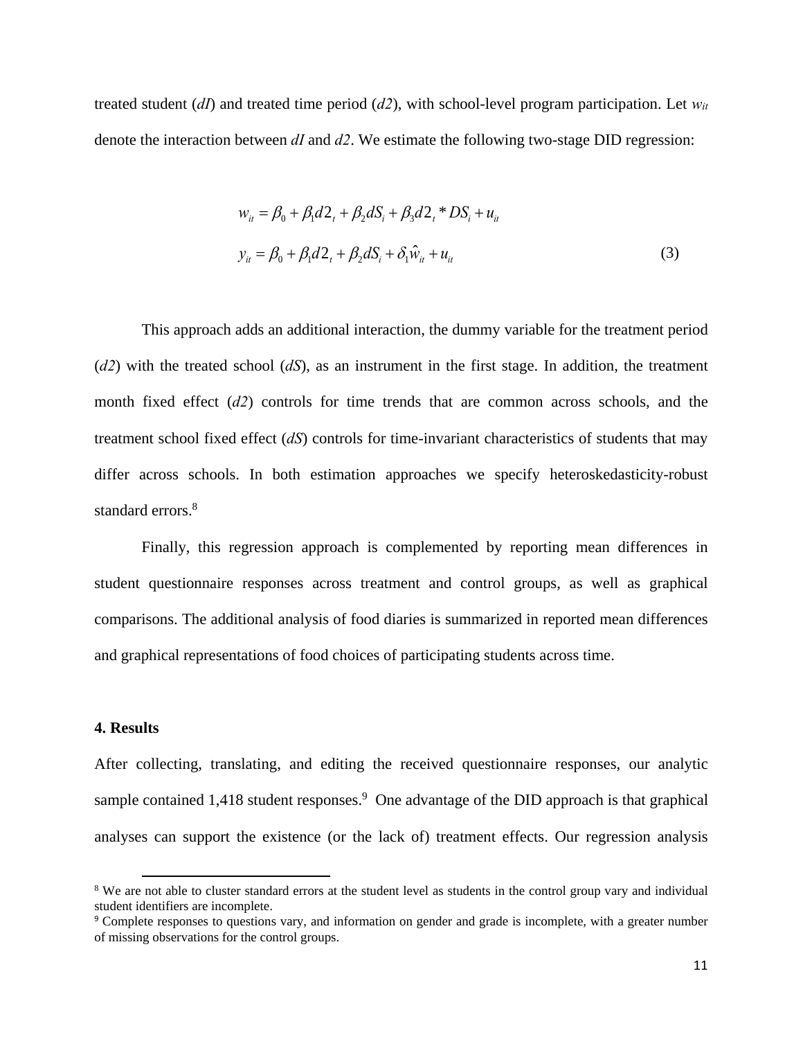treated student (*dI*) and treated time period (*d2*), with school-level program participation. Let $w_{it}$ denote the interaction between *dI* and *d2*. We estimate the following two-stage DID regression:

$$w_{it} = \beta_0 + \beta_1 d2_t + \beta_2 dS_i + \beta_3 d2_t * DS_i + u_{it}$$

$$y_{it} = \beta_0 + \beta_1 d2_t + \beta_2 dS_i + \delta_1 \hat{w}_{it} + u_{it} \tag{3}$$

This approach adds an additional interaction, the dummy variable for the treatment period (*d2*) with the treated school (*dS*), as an instrument in the first stage. In addition, the treatment month fixed effect (*d2*) controls for time trends that are common across schools, and the treatment school fixed effect (*dS*) controls for time-invariant characteristics of students that may differ across schools. In both estimation approaches we specify heteroskedasticity-robust standard errors.[8]

Finally, this regression approach is complemented by reporting mean differences in student questionnaire responses across treatment and control groups, as well as graphical comparisons. The additional analysis of food diaries is summarized in reported mean differences and graphical representations of food choices of participating students across time.

**4. Results**

After collecting, translating, and editing the received questionnaire responses, our analytic sample contained 1,418 student responses.[9] One advantage of the DID approach is that graphical analyses can support the existence (or the lack of) treatment effects. Our regression analysis

[8] We are not able to cluster standard errors at the student level as students in the control group vary and individual student identifiers are incomplete.

[9] Complete responses to questions vary, and information on gender and grade is incomplete, with a greater number of missing observations for the control groups.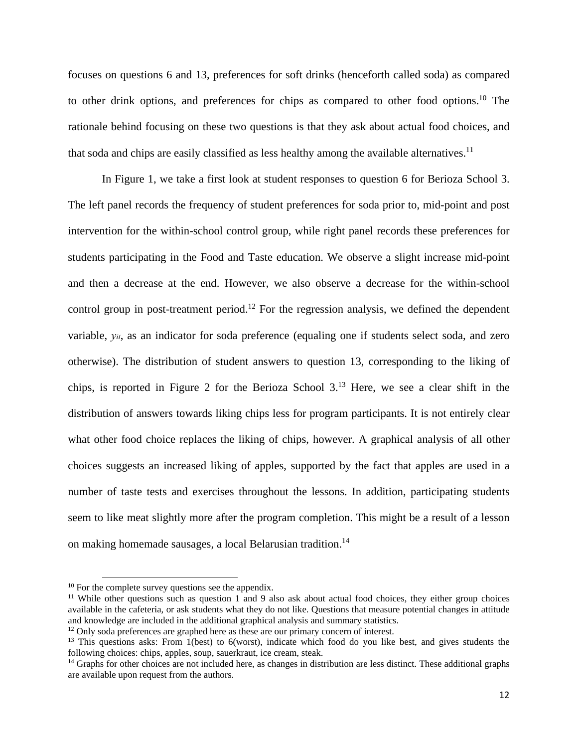focuses on questions 6 and 13, preferences for soft drinks (henceforth called soda) as compared to other drink options, and preferences for chips as compared to other food options.[10] The rationale behind focusing on these two questions is that they ask about actual food choices, and that soda and chips are easily classified as less healthy among the available alternatives.[11]

In Figure 1, we take a first look at student responses to question 6 for Berioza School 3. The left panel records the frequency of student preferences for soda prior to, mid-point and post intervention for the within-school control group, while right panel records these preferences for students participating in the Food and Taste education. We observe a slight increase mid-point and then a decrease at the end. However, we also observe a decrease for the within-school control group in post-treatment period.[12] For the regression analysis, we defined the dependent variable, $y_{it}$, as an indicator for soda preference (equaling one if students select soda, and zero otherwise). The distribution of student answers to question 13, corresponding to the liking of chips, is reported in Figure 2 for the Berioza School 3.[13] Here, we see a clear shift in the distribution of answers towards liking chips less for program participants. It is not entirely clear what other food choice replaces the liking of chips, however. A graphical analysis of all other choices suggests an increased liking of apples, supported by the fact that apples are used in a number of taste tests and exercises throughout the lessons. In addition, participating students seem to like meat slightly more after the program completion. This might be a result of a lesson on making homemade sausages, a local Belarusian tradition.[14]

---

[10] For the complete survey questions see the appendix.

[11] While other questions such as question 1 and 9 also ask about actual food choices, they either group choices available in the cafeteria, or ask students what they do not like. Questions that measure potential changes in attitude and knowledge are included in the additional graphical analysis and summary statistics.

[12] Only soda preferences are graphed here as these are our primary concern of interest.

[13] This questions asks: From 1(best) to 6(worst), indicate which food do you like best, and gives students the following choices: chips, apples, soup, sauerkraut, ice cream, steak.

[14] Graphs for other choices are not included here, as changes in distribution are less distinct. These additional graphs are available upon request from the authors.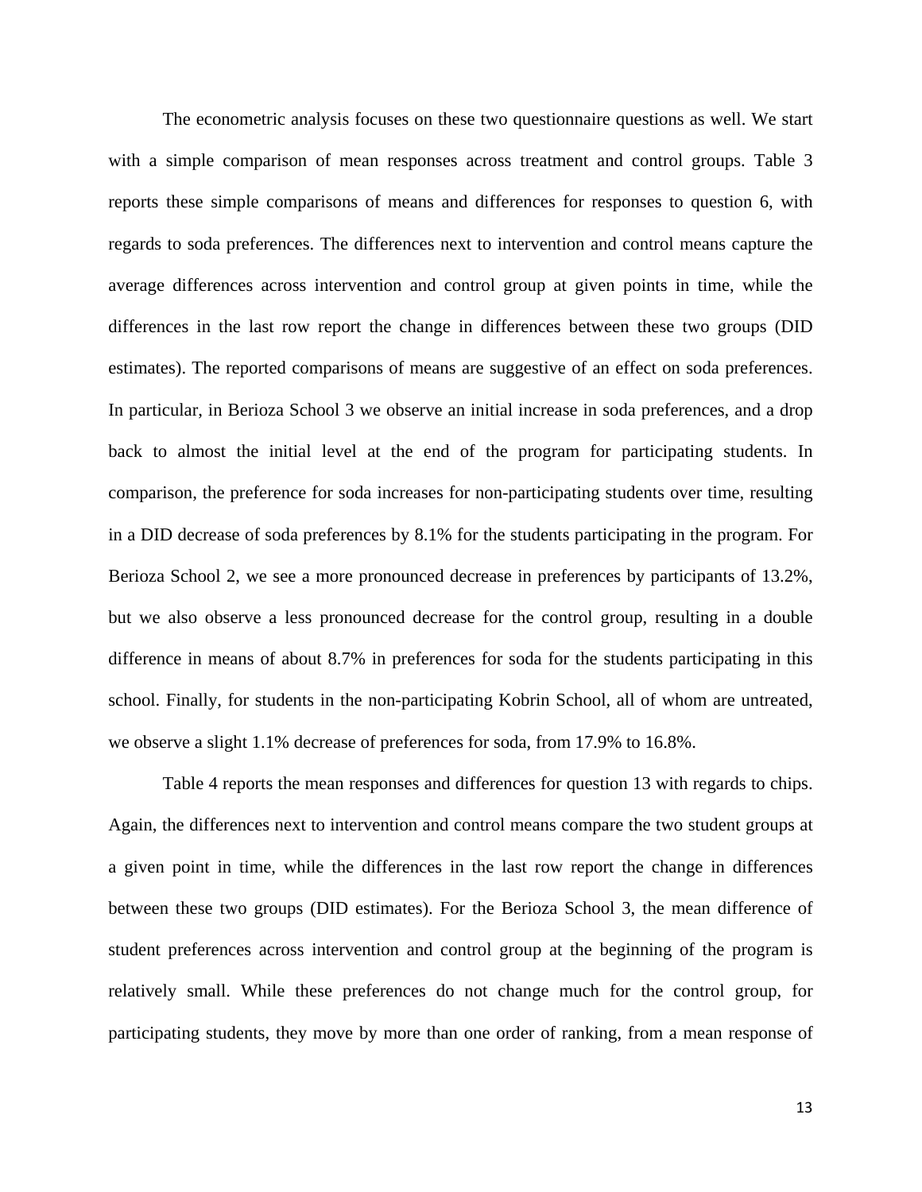The econometric analysis focuses on these two questionnaire questions as well. We start with a simple comparison of mean responses across treatment and control groups. Table 3 reports these simple comparisons of means and differences for responses to question 6, with regards to soda preferences. The differences next to intervention and control means capture the average differences across intervention and control group at given points in time, while the differences in the last row report the change in differences between these two groups (DID estimates). The reported comparisons of means are suggestive of an effect on soda preferences. In particular, in Berioza School 3 we observe an initial increase in soda preferences, and a drop back to almost the initial level at the end of the program for participating students. In comparison, the preference for soda increases for non-participating students over time, resulting in a DID decrease of soda preferences by 8.1% for the students participating in the program. For Berioza School 2, we see a more pronounced decrease in preferences by participants of 13.2%, but we also observe a less pronounced decrease for the control group, resulting in a double difference in means of about 8.7% in preferences for soda for the students participating in this school. Finally, for students in the non-participating Kobrin School, all of whom are untreated, we observe a slight 1.1% decrease of preferences for soda, from 17.9% to 16.8%.

Table 4 reports the mean responses and differences for question 13 with regards to chips. Again, the differences next to intervention and control means compare the two student groups at a given point in time, while the differences in the last row report the change in differences between these two groups (DID estimates). For the Berioza School 3, the mean difference of student preferences across intervention and control group at the beginning of the program is relatively small. While these preferences do not change much for the control group, for participating students, they move by more than one order of ranking, from a mean response of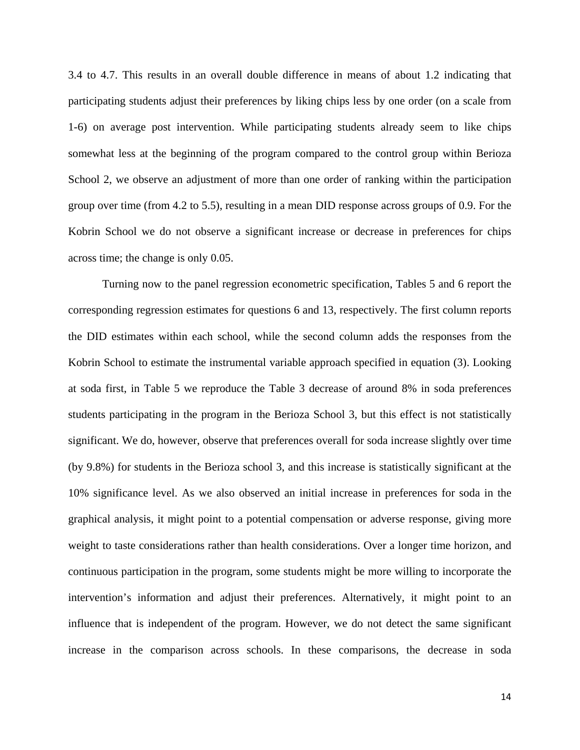3.4 to 4.7. This results in an overall double difference in means of about 1.2 indicating that participating students adjust their preferences by liking chips less by one order (on a scale from 1-6) on average post intervention. While participating students already seem to like chips somewhat less at the beginning of the program compared to the control group within Berioza School 2, we observe an adjustment of more than one order of ranking within the participation group over time (from 4.2 to 5.5), resulting in a mean DID response across groups of 0.9. For the Kobrin School we do not observe a significant increase or decrease in preferences for chips across time; the change is only 0.05.

Turning now to the panel regression econometric specification, Tables 5 and 6 report the corresponding regression estimates for questions 6 and 13, respectively. The first column reports the DID estimates within each school, while the second column adds the responses from the Kobrin School to estimate the instrumental variable approach specified in equation (3). Looking at soda first, in Table 5 we reproduce the Table 3 decrease of around 8% in soda preferences students participating in the program in the Berioza School 3, but this effect is not statistically significant. We do, however, observe that preferences overall for soda increase slightly over time (by 9.8%) for students in the Berioza school 3, and this increase is statistically significant at the 10% significance level. As we also observed an initial increase in preferences for soda in the graphical analysis, it might point to a potential compensation or adverse response, giving more weight to taste considerations rather than health considerations. Over a longer time horizon, and continuous participation in the program, some students might be more willing to incorporate the intervention's information and adjust their preferences. Alternatively, it might point to an influence that is independent of the program. However, we do not detect the same significant increase in the comparison across schools. In these comparisons, the decrease in soda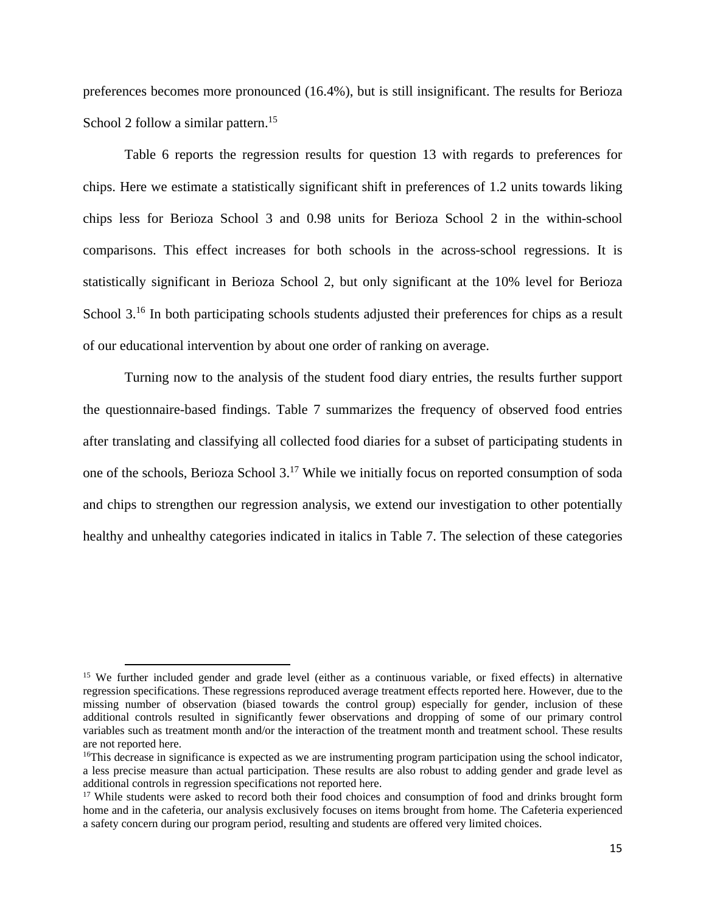preferences becomes more pronounced (16.4%), but is still insignificant. The results for Berioza School 2 follow a similar pattern.[15]

Table 6 reports the regression results for question 13 with regards to preferences for chips. Here we estimate a statistically significant shift in preferences of 1.2 units towards liking chips less for Berioza School 3 and 0.98 units for Berioza School 2 in the within-school comparisons. This effect increases for both schools in the across-school regressions. It is statistically significant in Berioza School 2, but only significant at the 10% level for Berioza School 3.[16] In both participating schools students adjusted their preferences for chips as a result of our educational intervention by about one order of ranking on average.

Turning now to the analysis of the student food diary entries, the results further support the questionnaire-based findings. Table 7 summarizes the frequency of observed food entries after translating and classifying all collected food diaries for a subset of participating students in one of the schools, Berioza School 3.[17] While we initially focus on reported consumption of soda and chips to strengthen our regression analysis, we extend our investigation to other potentially healthy and unhealthy categories indicated in italics in Table 7. The selection of these categories

---

[15] We further included gender and grade level (either as a continuous variable, or fixed effects) in alternative regression specifications. These regressions reproduced average treatment effects reported here. However, due to the missing number of observation (biased towards the control group) especially for gender, inclusion of these additional controls resulted in significantly fewer observations and dropping of some of our primary control variables such as treatment month and/or the interaction of the treatment month and treatment school. These results are not reported here.

[16] This decrease in significance is expected as we are instrumenting program participation using the school indicator, a less precise measure than actual participation. These results are also robust to adding gender and grade level as additional controls in regression specifications not reported here.

[17] While students were asked to record both their food choices and consumption of food and drinks brought form home and in the cafeteria, our analysis exclusively focuses on items brought from home. The Cafeteria experienced a safety concern during our program period, resulting and students are offered very limited choices.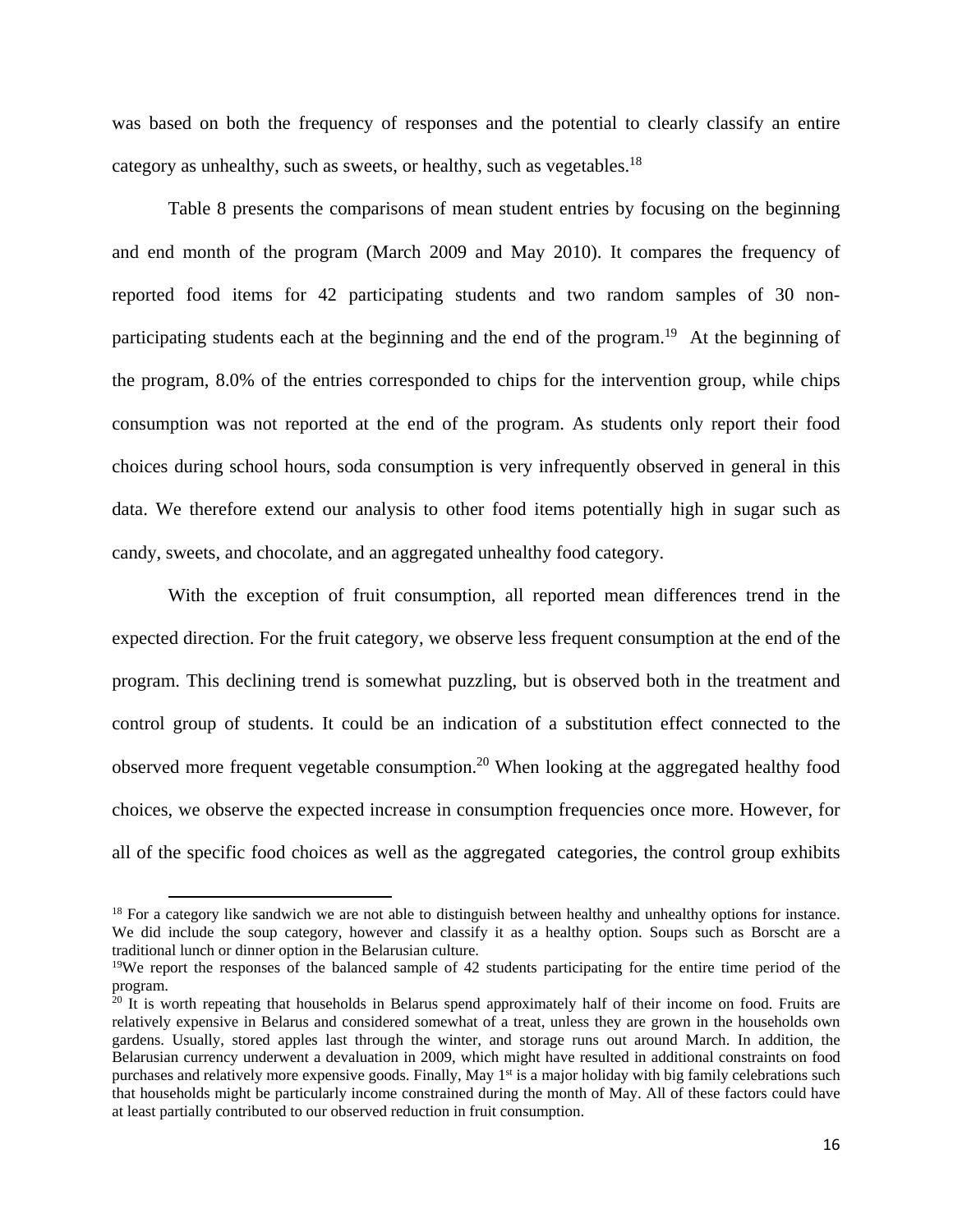was based on both the frequency of responses and the potential to clearly classify an entire category as unhealthy, such as sweets, or healthy, such as vegetables.[18]

Table 8 presents the comparisons of mean student entries by focusing on the beginning and end month of the program (March 2009 and May 2010). It compares the frequency of reported food items for 42 participating students and two random samples of 30 non-participating students each at the beginning and the end of the program.[19] At the beginning of the program, 8.0% of the entries corresponded to chips for the intervention group, while chips consumption was not reported at the end of the program. As students only report their food choices during school hours, soda consumption is very infrequently observed in general in this data. We therefore extend our analysis to other food items potentially high in sugar such as candy, sweets, and chocolate, and an aggregated unhealthy food category.

With the exception of fruit consumption, all reported mean differences trend in the expected direction. For the fruit category, we observe less frequent consumption at the end of the program. This declining trend is somewhat puzzling, but is observed both in the treatment and control group of students. It could be an indication of a substitution effect connected to the observed more frequent vegetable consumption.[20] When looking at the aggregated healthy food choices, we observe the expected increase in consumption frequencies once more. However, for all of the specific food choices as well as the aggregated categories, the control group exhibits

---

[18] For a category like sandwich we are not able to distinguish between healthy and unhealthy options for instance. We did include the soup category, however and classify it as a healthy option. Soups such as Borscht are a traditional lunch or dinner option in the Belarusian culture.

[19] We report the responses of the balanced sample of 42 students participating for the entire time period of the program.

[20] It is worth repeating that households in Belarus spend approximately half of their income on food. Fruits are relatively expensive in Belarus and considered somewhat of a treat, unless they are grown in the households own gardens. Usually, stored apples last through the winter, and storage runs out around March. In addition, the Belarusian currency underwent a devaluation in 2009, which might have resulted in additional constraints on food purchases and relatively more expensive goods. Finally, May 1st is a major holiday with big family celebrations such that households might be particularly income constrained during the month of May. All of these factors could have at least partially contributed to our observed reduction in fruit consumption.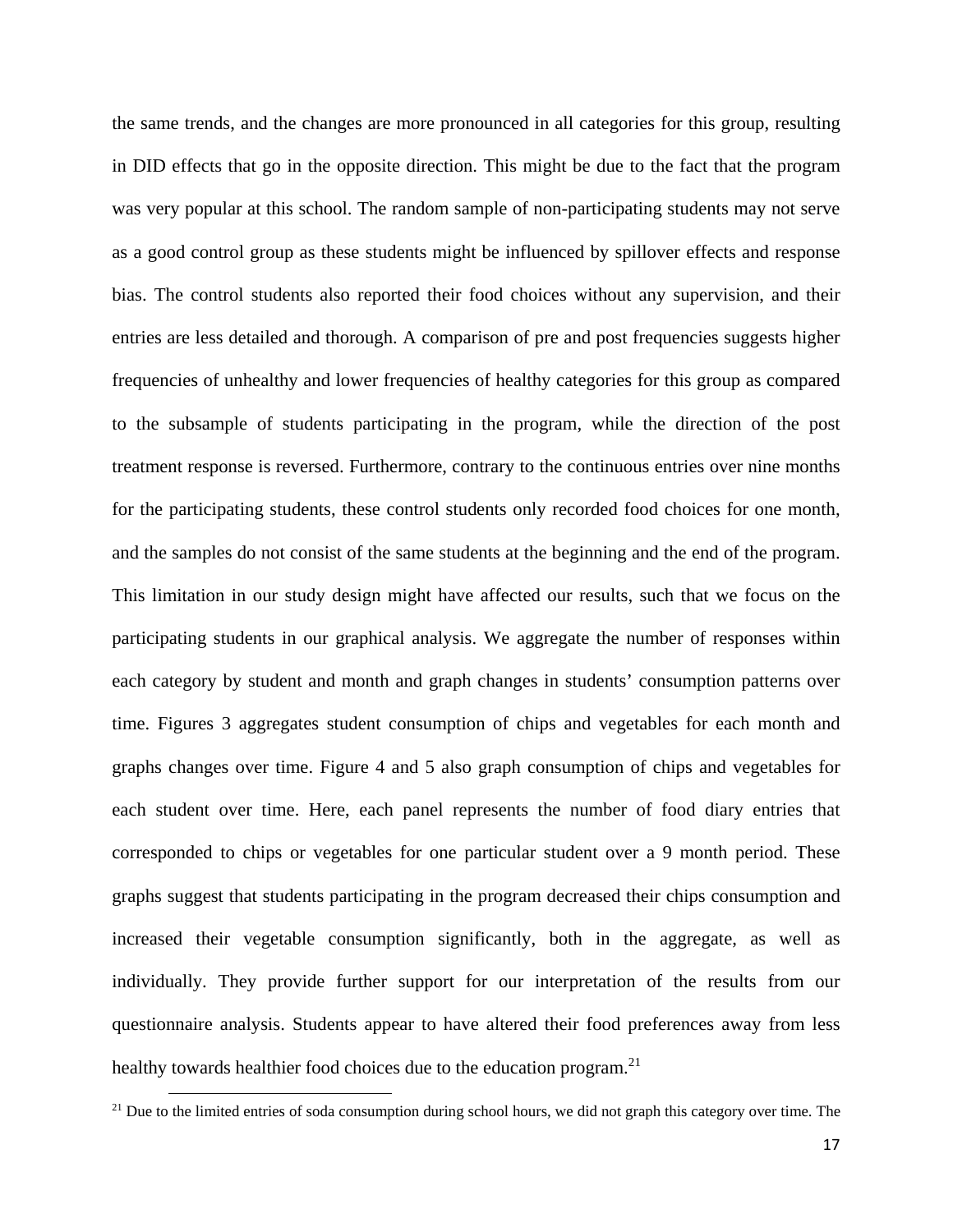the same trends, and the changes are more pronounced in all categories for this group, resulting in DID effects that go in the opposite direction. This might be due to the fact that the program was very popular at this school. The random sample of non-participating students may not serve as a good control group as these students might be influenced by spillover effects and response bias. The control students also reported their food choices without any supervision, and their entries are less detailed and thorough. A comparison of pre and post frequencies suggests higher frequencies of unhealthy and lower frequencies of healthy categories for this group as compared to the subsample of students participating in the program, while the direction of the post treatment response is reversed. Furthermore, contrary to the continuous entries over nine months for the participating students, these control students only recorded food choices for one month, and the samples do not consist of the same students at the beginning and the end of the program. This limitation in our study design might have affected our results, such that we focus on the participating students in our graphical analysis. We aggregate the number of responses within each category by student and month and graph changes in students' consumption patterns over time. Figures 3 aggregates student consumption of chips and vegetables for each month and graphs changes over time. Figure 4 and 5 also graph consumption of chips and vegetables for each student over time. Here, each panel represents the number of food diary entries that corresponded to chips or vegetables for one particular student over a 9 month period. These graphs suggest that students participating in the program decreased their chips consumption and increased their vegetable consumption significantly, both in the aggregate, as well as individually. They provide further support for our interpretation of the results from our questionnaire analysis. Students appear to have altered their food preferences away from less healthy towards healthier food choices due to the education program.[21]

[21] Due to the limited entries of soda consumption during school hours, we did not graph this category over time. The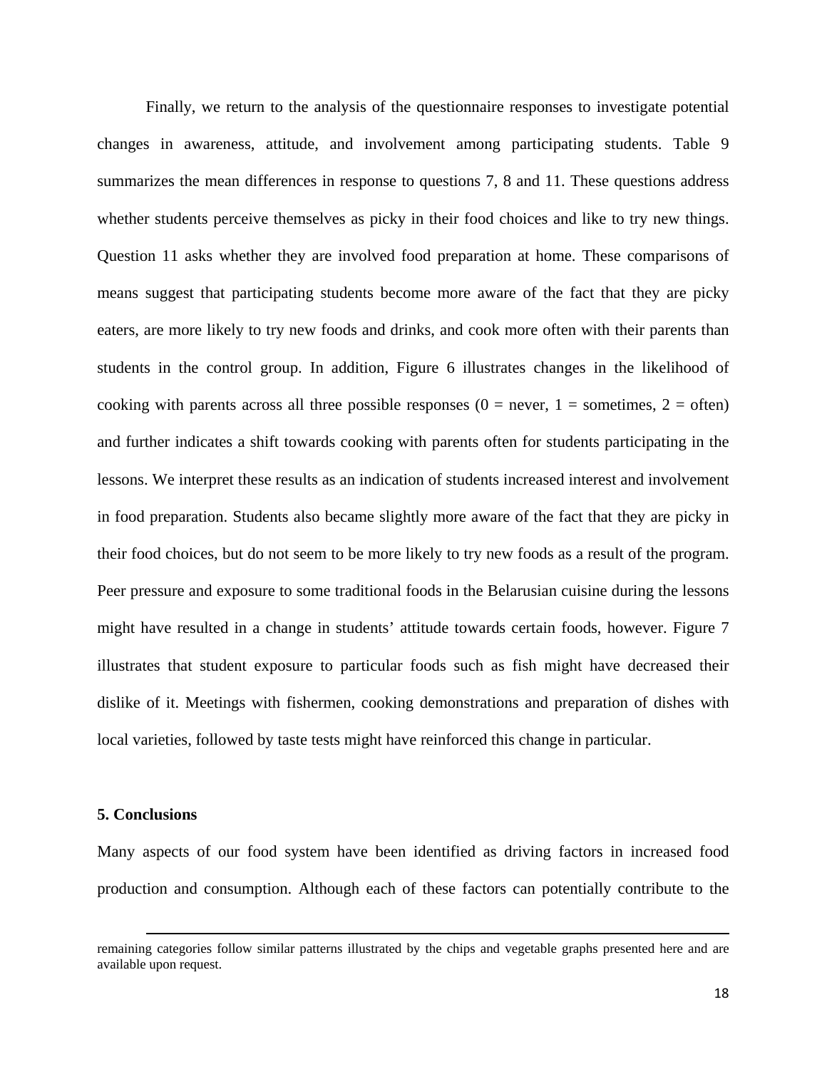Finally, we return to the analysis of the questionnaire responses to investigate potential changes in awareness, attitude, and involvement among participating students. Table 9 summarizes the mean differences in response to questions 7, 8 and 11. These questions address whether students perceive themselves as picky in their food choices and like to try new things. Question 11 asks whether they are involved food preparation at home. These comparisons of means suggest that participating students become more aware of the fact that they are picky eaters, are more likely to try new foods and drinks, and cook more often with their parents than students in the control group. In addition, Figure 6 illustrates changes in the likelihood of cooking with parents across all three possible responses (0 = never, 1 = sometimes, 2 = often) and further indicates a shift towards cooking with parents often for students participating in the lessons. We interpret these results as an indication of students increased interest and involvement in food preparation. Students also became slightly more aware of the fact that they are picky in their food choices, but do not seem to be more likely to try new foods as a result of the program. Peer pressure and exposure to some traditional foods in the Belarusian cuisine during the lessons might have resulted in a change in students' attitude towards certain foods, however. Figure 7 illustrates that student exposure to particular foods such as fish might have decreased their dislike of it. Meetings with fishermen, cooking demonstrations and preparation of dishes with local varieties, followed by taste tests might have reinforced this change in particular.

## 5. Conclusions

Many aspects of our food system have been identified as driving factors in increased food production and consumption. Although each of these factors can potentially contribute to the

---

remaining categories follow similar patterns illustrated by the chips and vegetable graphs presented here and are available upon request.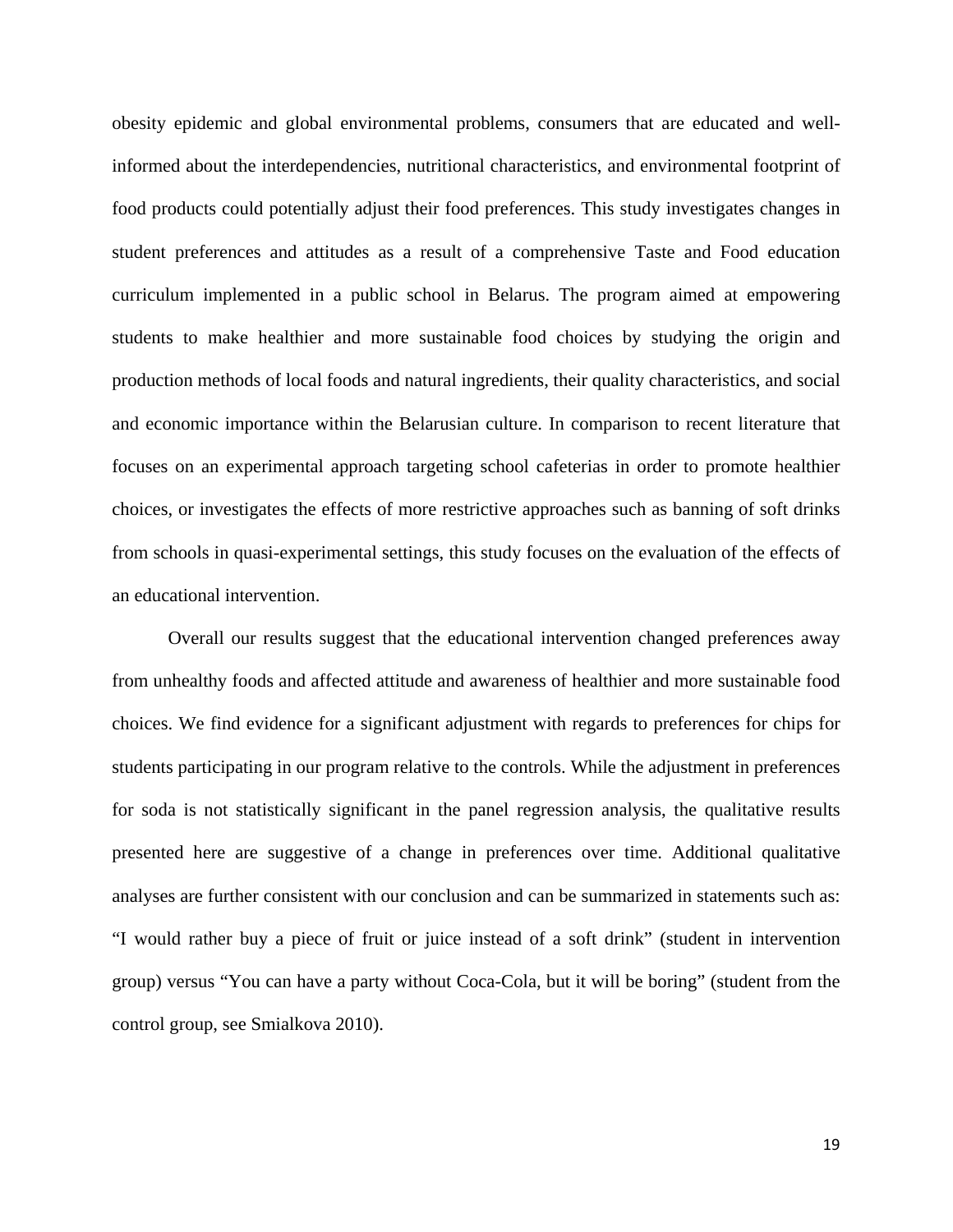obesity epidemic and global environmental problems, consumers that are educated and well-informed about the interdependencies, nutritional characteristics, and environmental footprint of food products could potentially adjust their food preferences. This study investigates changes in student preferences and attitudes as a result of a comprehensive Taste and Food education curriculum implemented in a public school in Belarus. The program aimed at empowering students to make healthier and more sustainable food choices by studying the origin and production methods of local foods and natural ingredients, their quality characteristics, and social and economic importance within the Belarusian culture. In comparison to recent literature that focuses on an experimental approach targeting school cafeterias in order to promote healthier choices, or investigates the effects of more restrictive approaches such as banning of soft drinks from schools in quasi-experimental settings, this study focuses on the evaluation of the effects of an educational intervention.

Overall our results suggest that the educational intervention changed preferences away from unhealthy foods and affected attitude and awareness of healthier and more sustainable food choices. We find evidence for a significant adjustment with regards to preferences for chips for students participating in our program relative to the controls. While the adjustment in preferences for soda is not statistically significant in the panel regression analysis, the qualitative results presented here are suggestive of a change in preferences over time. Additional qualitative analyses are further consistent with our conclusion and can be summarized in statements such as: "I would rather buy a piece of fruit or juice instead of a soft drink" (student in intervention group) versus "You can have a party without Coca-Cola, but it will be boring" (student from the control group, see Smialkova 2010).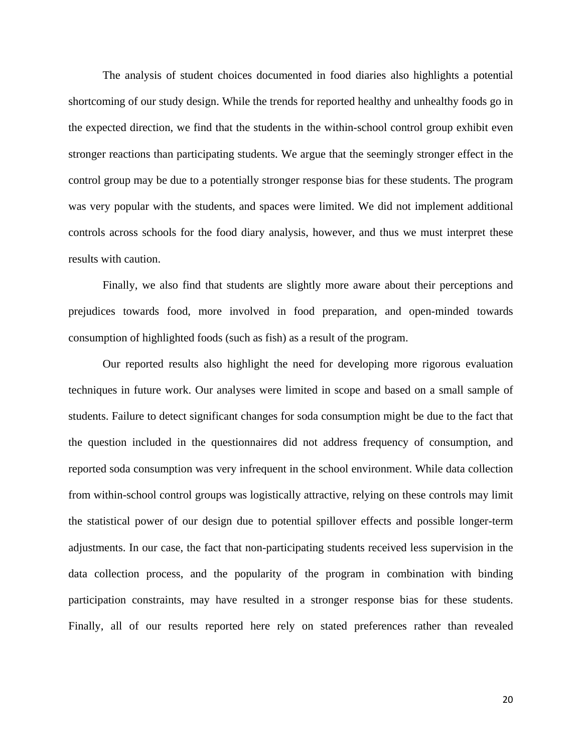The analysis of student choices documented in food diaries also highlights a potential shortcoming of our study design. While the trends for reported healthy and unhealthy foods go in the expected direction, we find that the students in the within-school control group exhibit even stronger reactions than participating students. We argue that the seemingly stronger effect in the control group may be due to a potentially stronger response bias for these students. The program was very popular with the students, and spaces were limited. We did not implement additional controls across schools for the food diary analysis, however, and thus we must interpret these results with caution.

Finally, we also find that students are slightly more aware about their perceptions and prejudices towards food, more involved in food preparation, and open-minded towards consumption of highlighted foods (such as fish) as a result of the program.

Our reported results also highlight the need for developing more rigorous evaluation techniques in future work. Our analyses were limited in scope and based on a small sample of students. Failure to detect significant changes for soda consumption might be due to the fact that the question included in the questionnaires did not address frequency of consumption, and reported soda consumption was very infrequent in the school environment. While data collection from within-school control groups was logistically attractive, relying on these controls may limit the statistical power of our design due to potential spillover effects and possible longer-term adjustments. In our case, the fact that non-participating students received less supervision in the data collection process, and the popularity of the program in combination with binding participation constraints, may have resulted in a stronger response bias for these students. Finally, all of our results reported here rely on stated preferences rather than revealed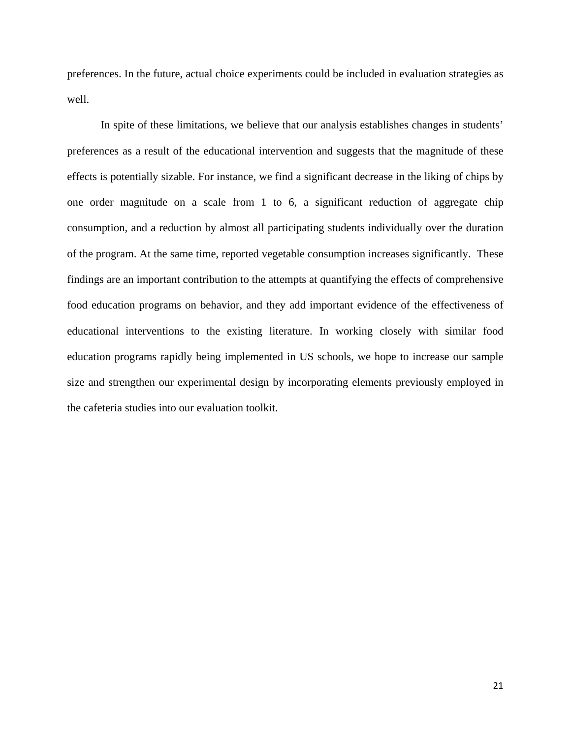preferences. In the future, actual choice experiments could be included in evaluation strategies as well.

In spite of these limitations, we believe that our analysis establishes changes in students' preferences as a result of the educational intervention and suggests that the magnitude of these effects is potentially sizable. For instance, we find a significant decrease in the liking of chips by one order magnitude on a scale from 1 to 6, a significant reduction of aggregate chip consumption, and a reduction by almost all participating students individually over the duration of the program. At the same time, reported vegetable consumption increases significantly. These findings are an important contribution to the attempts at quantifying the effects of comprehensive food education programs on behavior, and they add important evidence of the effectiveness of educational interventions to the existing literature. In working closely with similar food education programs rapidly being implemented in US schools, we hope to increase our sample size and strengthen our experimental design by incorporating elements previously employed in the cafeteria studies into our evaluation toolkit.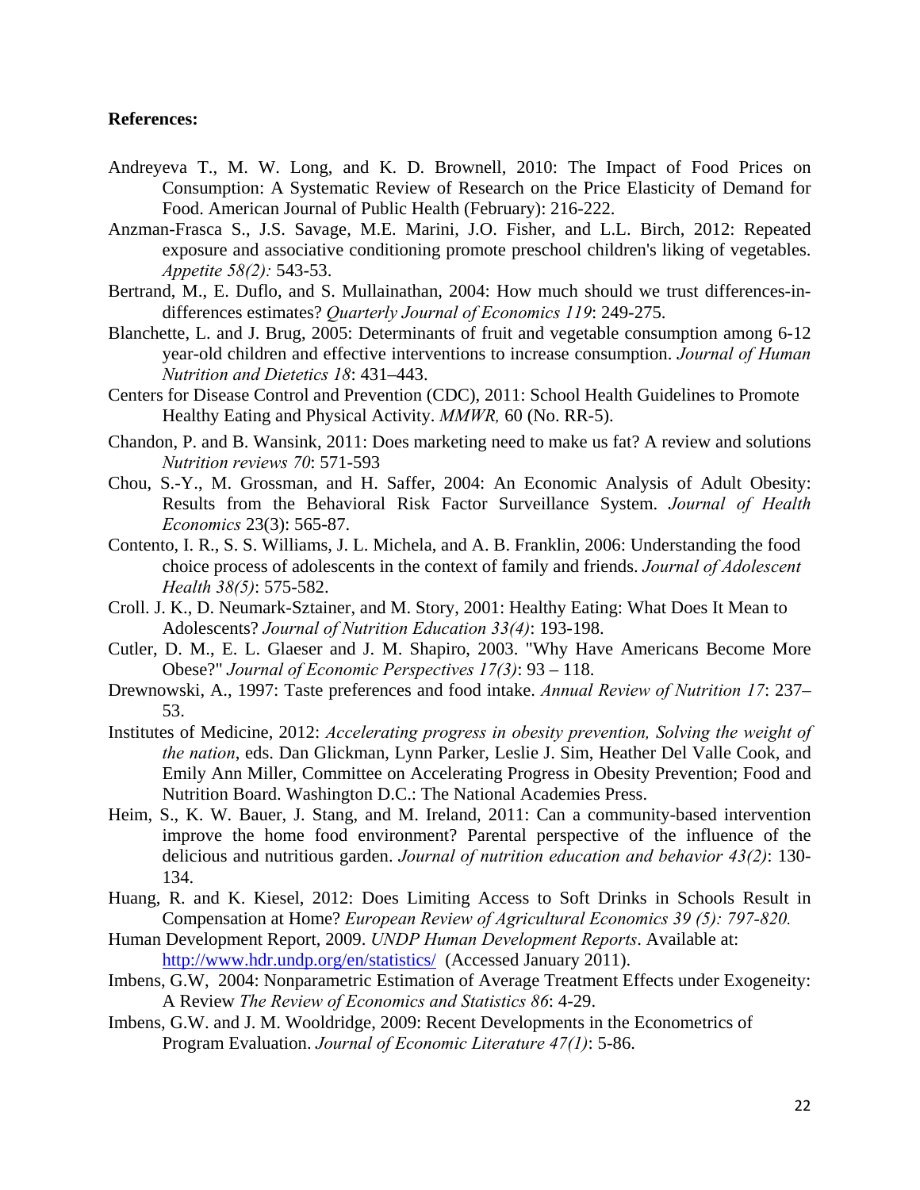**References:**

Andreyeva T., M. W. Long, and K. D. Brownell, 2010: The Impact of Food Prices on Consumption: A Systematic Review of Research on the Price Elasticity of Demand for Food. American Journal of Public Health (February): 216-222.

Anzman-Frasca S., J.S. Savage, M.E. Marini, J.O. Fisher, and L.L. Birch, 2012: Repeated exposure and associative conditioning promote preschool children's liking of vegetables. *Appetite 58(2):* 543-53.

Bertrand, M., E. Duflo, and S. Mullainathan, 2004: How much should we trust differences-in-differences estimates? *Quarterly Journal of Economics 119*: 249-275.

Blanchette, L. and J. Brug, 2005: Determinants of fruit and vegetable consumption among 6-12 year-old children and effective interventions to increase consumption. *Journal of Human Nutrition and Dietetics 18*: 431–443.

Centers for Disease Control and Prevention (CDC), 2011: School Health Guidelines to Promote Healthy Eating and Physical Activity. *MMWR,* 60 (No. RR-5).

Chandon, P. and B. Wansink, 2011: Does marketing need to make us fat? A review and solutions *Nutrition reviews 70*: 571-593

Chou, S.-Y., M. Grossman, and H. Saffer, 2004: An Economic Analysis of Adult Obesity: Results from the Behavioral Risk Factor Surveillance System. *Journal of Health Economics* 23(3): 565-87.

Contento, I. R., S. S. Williams, J. L. Michela, and A. B. Franklin, 2006: Understanding the food choice process of adolescents in the context of family and friends. *Journal of Adolescent Health 38(5)*: 575-582.

Croll. J. K., D. Neumark-Sztainer, and M. Story, 2001: Healthy Eating: What Does It Mean to Adolescents? *Journal of Nutrition Education 33(4)*: 193-198.

Cutler, D. M., E. L. Glaeser and J. M. Shapiro, 2003. "Why Have Americans Become More Obese?" *Journal of Economic Perspectives 17(3)*: 93 – 118.

Drewnowski, A., 1997: Taste preferences and food intake. *Annual Review of Nutrition 17*: 237–53.

Institutes of Medicine, 2012: *Accelerating progress in obesity prevention, Solving the weight of the nation*, eds. Dan Glickman, Lynn Parker, Leslie J. Sim, Heather Del Valle Cook, and Emily Ann Miller, Committee on Accelerating Progress in Obesity Prevention; Food and Nutrition Board. Washington D.C.: The National Academies Press.

Heim, S., K. W. Bauer, J. Stang, and M. Ireland, 2011: Can a community-based intervention improve the home food environment? Parental perspective of the influence of the delicious and nutritious garden. *Journal of nutrition education and behavior 43(2)*: 130-134.

Huang, R. and K. Kiesel, 2012: Does Limiting Access to Soft Drinks in Schools Result in Compensation at Home? *European Review of Agricultural Economics 39 (5): 797-820.*

Human Development Report, 2009. *UNDP Human Development Reports*. Available at: http://www.hdr.undp.org/en/statistics/ (Accessed January 2011).

Imbens, G.W, 2004: Nonparametric Estimation of Average Treatment Effects under Exogeneity: A Review *The Review of Economics and Statistics 86*: 4-29.

Imbens, G.W. and J. M. Wooldridge, 2009: Recent Developments in the Econometrics of Program Evaluation. *Journal of Economic Literature 47(1)*: 5-86.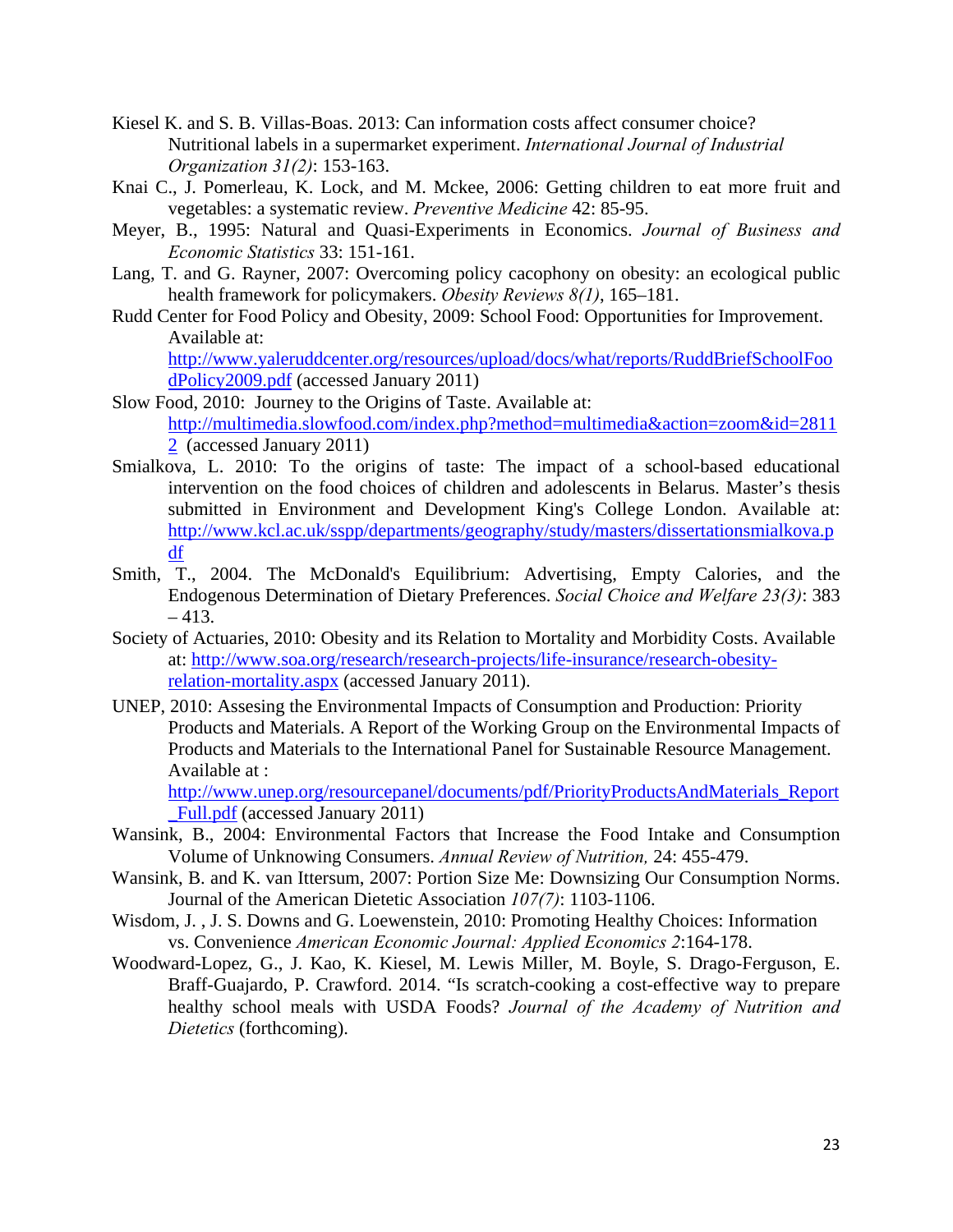Kiesel K. and S. B. Villas-Boas. 2013: Can information costs affect consumer choice? Nutritional labels in a supermarket experiment. *International Journal of Industrial Organization 31(2)*: 153-163.

Knai C., J. Pomerleau, K. Lock, and M. Mckee, 2006: Getting children to eat more fruit and vegetables: a systematic review. *Preventive Medicine* 42: 85-95.

Meyer, B., 1995: Natural and Quasi-Experiments in Economics. *Journal of Business and Economic Statistics* 33: 151-161.

Lang, T. and G. Rayner, 2007: Overcoming policy cacophony on obesity: an ecological public health framework for policymakers. *Obesity Reviews 8(1)*, 165–181.

Rudd Center for Food Policy and Obesity, 2009: School Food: Opportunities for Improvement. Available at: http://www.yaleruddcenter.org/resources/upload/docs/what/reports/RuddBriefSchoolFoodPolicy2009.pdf (accessed January 2011)

Slow Food, 2010: Journey to the Origins of Taste. Available at: http://multimedia.slowfood.com/index.php?method=multimedia&action=zoom&id=28112 (accessed January 2011)

Smialkova, L. 2010: To the origins of taste: The impact of a school-based educational intervention on the food choices of children and adolescents in Belarus. Master's thesis submitted in Environment and Development King's College London. Available at: http://www.kcl.ac.uk/sspp/departments/geography/study/masters/dissertationsmialkova.pdf

Smith, T., 2004. The McDonald's Equilibrium: Advertising, Empty Calories, and the Endogenous Determination of Dietary Preferences. *Social Choice and Welfare 23(3)*: 383 – 413.

Society of Actuaries, 2010: Obesity and its Relation to Mortality and Morbidity Costs. Available at: http://www.soa.org/research/research-projects/life-insurance/research-obesity-relation-mortality.aspx (accessed January 2011).

UNEP, 2010: Assesing the Environmental Impacts of Consumption and Production: Priority Products and Materials. A Report of the Working Group on the Environmental Impacts of Products and Materials to the International Panel for Sustainable Resource Management. Available at : http://www.unep.org/resourcepanel/documents/pdf/PriorityProductsAndMaterials_Report_Full.pdf (accessed January 2011)

Wansink, B., 2004: Environmental Factors that Increase the Food Intake and Consumption Volume of Unknowing Consumers. *Annual Review of Nutrition,* 24: 455-479.

Wansink, B. and K. van Ittersum, 2007: Portion Size Me: Downsizing Our Consumption Norms. Journal of the American Dietetic Association *107(7)*: 1103-1106.

Wisdom, J. , J. S. Downs and G. Loewenstein, 2010: Promoting Healthy Choices: Information vs. Convenience *American Economic Journal: Applied Economics 2*:164-178.

Woodward-Lopez, G., J. Kao, K. Kiesel, M. Lewis Miller, M. Boyle, S. Drago-Ferguson, E. Braff-Guajardo, P. Crawford. 2014. "Is scratch-cooking a cost-effective way to prepare healthy school meals with USDA Foods? *Journal of the Academy of Nutrition and Dietetics* (forthcoming).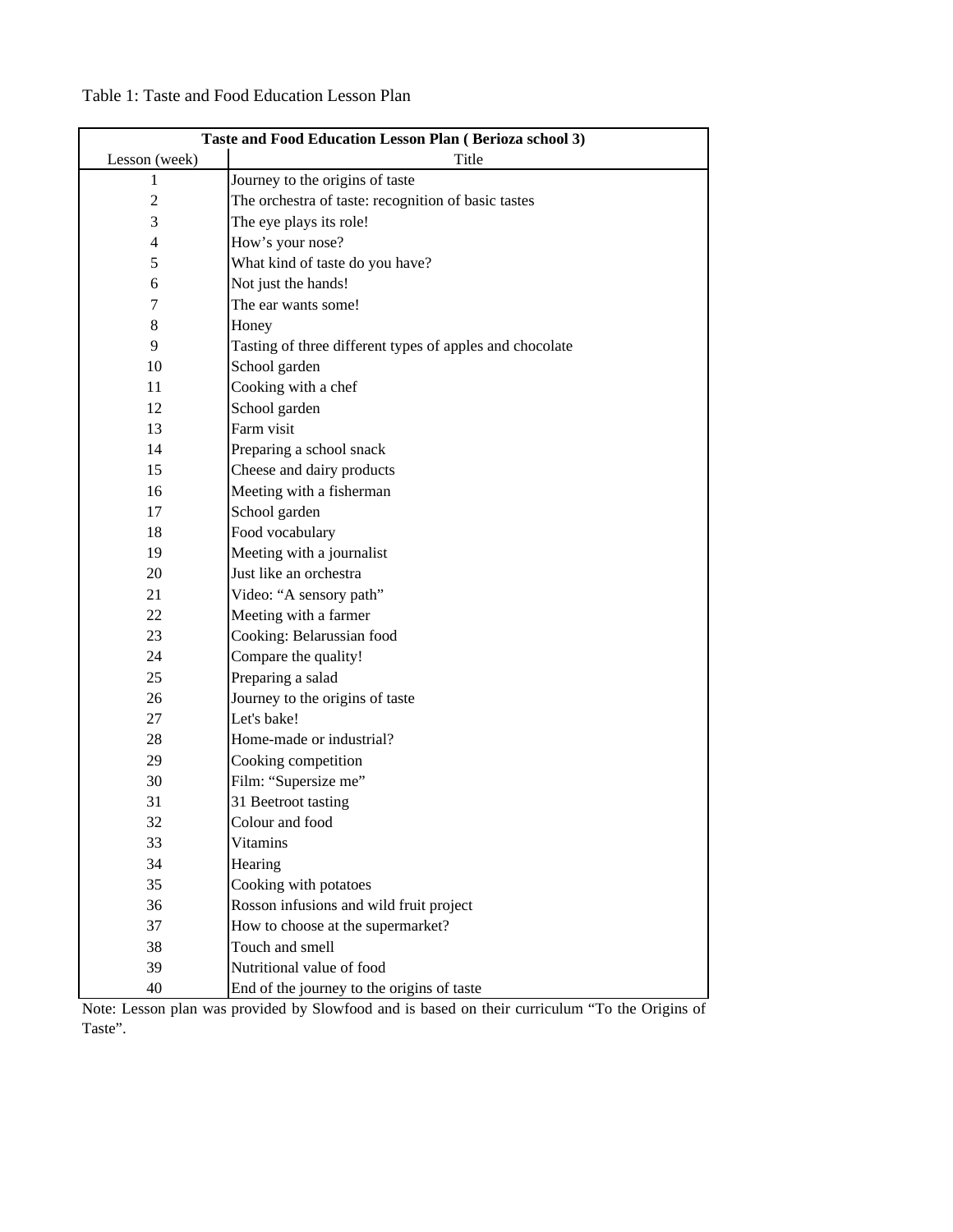Table 1: Taste and Food Education Lesson Plan

| Taste and Food Education Lesson Plan ( Berioza school 3) | |
|---|---|
| Lesson (week) | Title |
| 1 | Journey to the origins of taste |
| 2 | The orchestra of taste: recognition of basic tastes |
| 3 | The eye plays its role! |
| 4 | How’s your nose? |
| 5 | What kind of taste do you have? |
| 6 | Not just the hands! |
| 7 | The ear wants some! |
| 8 | Honey |
| 9 | Tasting of three different types of apples and chocolate |
| 10 | School garden |
| 11 | Cooking with a chef |
| 12 | School garden |
| 13 | Farm visit |
| 14 | Preparing a school snack |
| 15 | Cheese and dairy products |
| 16 | Meeting with a fisherman |
| 17 | School garden |
| 18 | Food vocabulary |
| 19 | Meeting with a journalist |
| 20 | Just like an orchestra |
| 21 | Video: “A sensory path” |
| 22 | Meeting with a farmer |
| 23 | Cooking: Belarussian food |
| 24 | Compare the quality! |
| 25 | Preparing a salad |
| 26 | Journey to the origins of taste |
| 27 | Let's bake! |
| 28 | Home-made or industrial? |
| 29 | Cooking competition |
| 30 | Film: “Supersize me” |
| 31 | 31 Beetroot tasting |
| 32 | Colour and food |
| 33 | Vitamins |
| 34 | Hearing |
| 35 | Cooking with potatoes |
| 36 | Rosson infusions and wild fruit project |
| 37 | How to choose at the supermarket? |
| 38 | Touch and smell |
| 39 | Nutritional value of food |
| 40 | End of the journey to the origins of taste |

Note: Lesson plan was provided by Slowfood and is based on their curriculum “To the Origins of Taste”.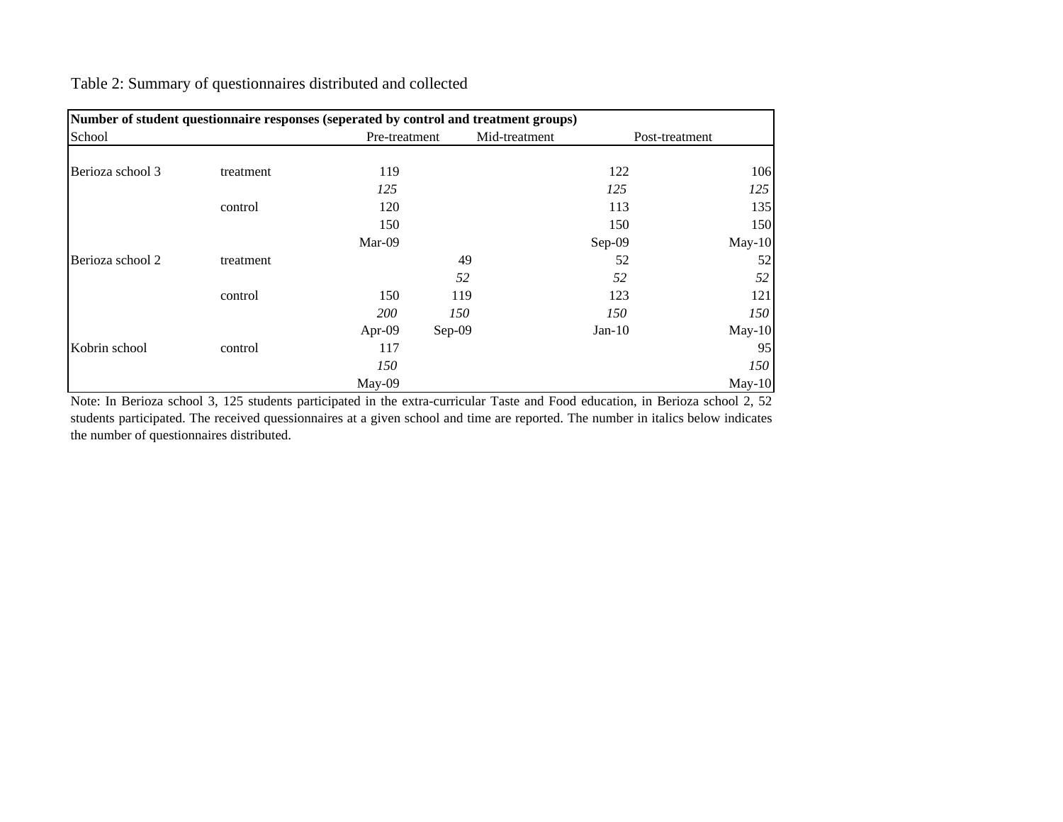Table 2: Summary of questionnaires distributed and collected

| **Number of student questionnaire responses (seperated by control and treatment groups)** | | | | | |
|---|---|---|---|---|---|
| School | | Pre-treatment | | Mid-treatment | Post-treatment |
| Berioza school 3 | treatment | 119 | | 122 | 106 |
| | | *125* | | *125* | *125* |
| | control | 120 | | 113 | 135 |
| | | 150 | | 150 | 150 |
| | | Mar-09 | | Sep-09 | May-10 |
| Berioza school 2 | treatment | | 49 | 52 | 52 |
| | | | *52* | *52* | *52* |
| | control | 150 | 119 | 123 | 121 |
| | | *200* | *150* | *150* | *150* |
| | | Apr-09 | Sep-09 | Jan-10 | May-10 |
| Kobrin school | control | 117 | | | 95 |
| | | *150* | | | *150* |
| | | May-09 | | | May-10 |

Note: In Berioza school 3, 125 students participated in the extra-curricular Taste and Food education, in Berioza school 2, 52 students participated. The received quessionnaires at a given school and time are reported. The number in italics below indicates the number of questionnaires distributed.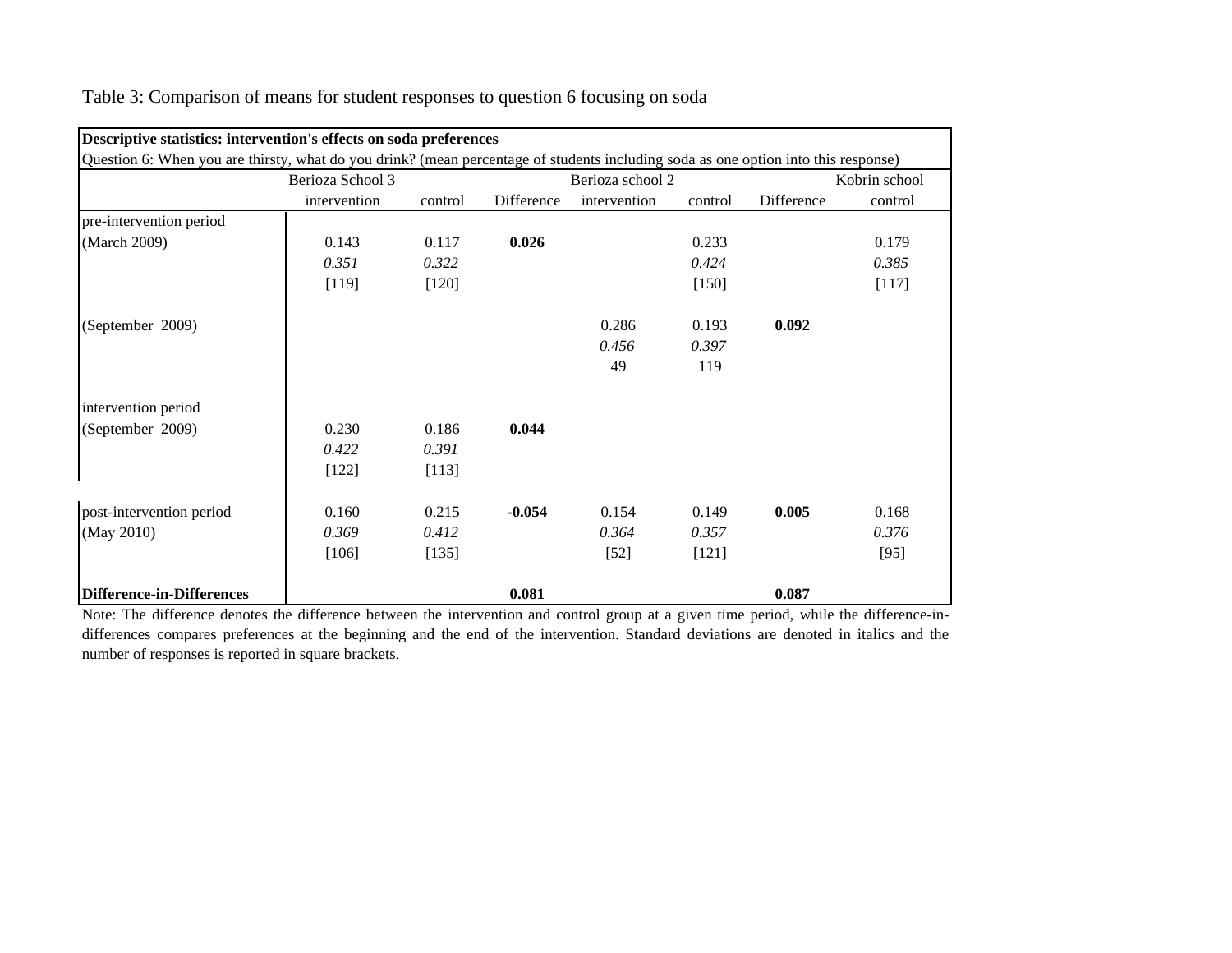Table 3: Comparison of means for student responses to question 6 focusing on soda

| **Descriptive statistics: intervention's effects on soda preferences** | | | | | | | |
|---|---|---|---|---|---|---|---|
| Question 6: When you are thirsty, what do you drink? (mean percentage of students including soda as one option into this response) | | | | | | | |
| | Berioza School 3 | | | Berioza school 2 | | | Kobrin school |
| | intervention | control | Difference | intervention | control | Difference | control |
| pre-intervention period | | | | | | | |
| (March 2009) | 0.143 | 0.117 | **0.026** | | 0.233 | | 0.179 |
| | *0.351* | *0.322* | | | *0.424* | | *0.385* |
| | [119] | [120] | | | [150] | | [117] |
| (September 2009) | | | | 0.286 | 0.193 | **0.092** | |
| | | | | *0.456* | *0.397* | | |
| | | | | 49 | 119 | | |
| intervention period | | | | | | | |
| (September 2009) | 0.230 | 0.186 | **0.044** | | | | |
| | *0.422* | *0.391* | | | | | |
| | [122] | [113] | | | | | |
| post-intervention period | 0.160 | 0.215 | **-0.054** | 0.154 | 0.149 | **0.005** | 0.168 |
| (May 2010) | *0.369* | *0.412* | | *0.364* | *0.357* | | *0.376* |
| | [106] | [135] | | [52] | [121] | | [95] |
| **Difference-in-Differences** | | | **0.081** | | | **0.087** | |

Note: The difference denotes the difference between the intervention and control group at a given time period, while the difference-in-differences compares preferences at the beginning and the end of the intervention. Standard deviations are denoted in italics and the number of responses is reported in square brackets.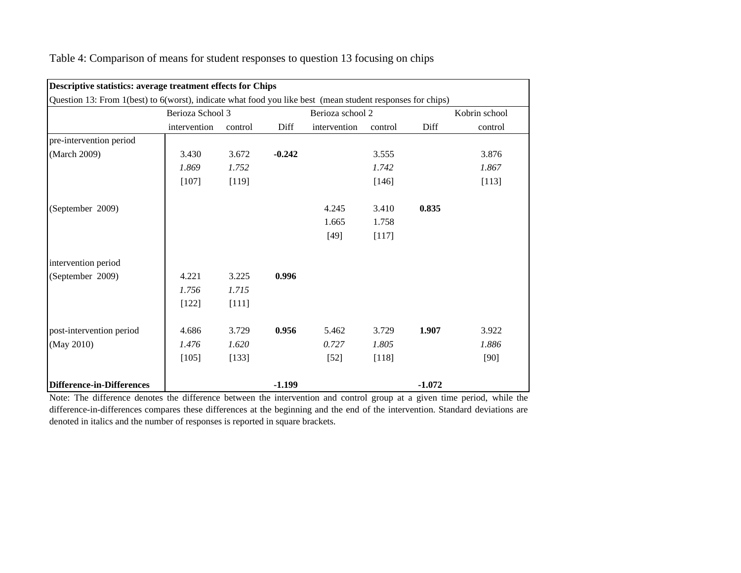Table 4: Comparison of means for student responses to question 13 focusing on chips

| Descriptive statistics: average treatment effects for Chips | | | | | | | |
|---|---|---|---|---|---|---|---|
| Question 13: From 1(best) to 6(worst), indicate what food you like best (mean student responses for chips) | | | | | | | |
| | Berioza School 3 | | | Berioza school 2 | | | Kobrin school |
| | intervention | control | Diff | intervention | control | Diff | control |
| pre-intervention period | | | | | | | |
| (March 2009) | 3.430 | 3.672 | **-0.242** | | 3.555 | | 3.876 |
| | *1.869* | *1.752* | | | *1.742* | | *1.867* |
| | [107] | [119] | | | [146] | | [113] |
| (September 2009) | | | | 4.245 | 3.410 | **0.835** | |
| | | | | 1.665 | 1.758 | | |
| | | | | [49] | [117] | | |
| intervention period | | | | | | | |
| (September 2009) | 4.221 | 3.225 | **0.996** | | | | |
| | *1.756* | *1.715* | | | | | |
| | [122] | [111] | | | | | |
| post-intervention period | 4.686 | 3.729 | **0.956** | 5.462 | 3.729 | **1.907** | 3.922 |
| (May 2010) | *1.476* | *1.620* | | *0.727* | *1.805* | | *1.886* |
| | [105] | [133] | | [52] | [118] | | [90] |
| **Difference-in-Differences** | | | **-1.199** | | | **-1.072** | |

Note: The difference denotes the difference between the intervention and control group at a given time period, while the difference-in-differences compares these differences at the beginning and the end of the intervention. Standard deviations are denoted in italics and the number of responses is reported in square brackets.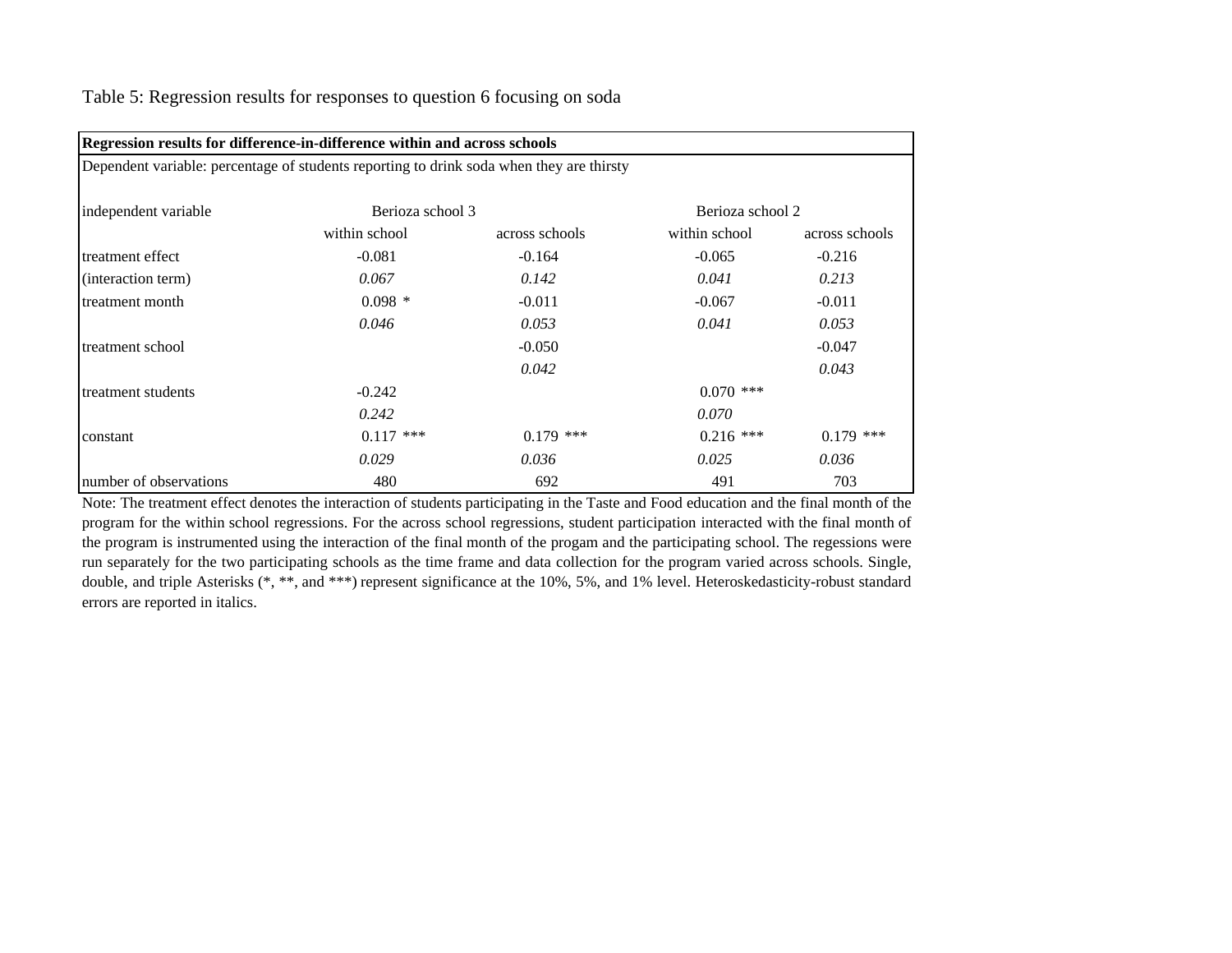Table 5: Regression results for responses to question 6 focusing on soda

| **Regression results for difference-in-difference within and across schools** | | | | |
|---|---|---|---|---|
| Dependent variable: percentage of students reporting to drink soda when they are thirsty | | | | |
| independent variable | Berioza school 3 | | Berioza school 2 | |
| | within school | across schools | within school | across schools |
| treatment effect | -0.081 | -0.164 | -0.065 | -0.216 |
| (interaction term) | *0.067* | *0.142* | *0.041* | *0.213* |
| treatment month | 0.098 * | -0.011 | -0.067 | -0.011 |
| | *0.046* | *0.053* | *0.041* | *0.053* |
| treatment school | | -0.050 | | -0.047 |
| | | *0.042* | | *0.043* |
| treatment students | -0.242 | | 0.070 *** | |
| | *0.242* | | *0.070* | |
| constant | 0.117 *** | 0.179 *** | 0.216 *** | 0.179 *** |
| | *0.029* | *0.036* | *0.025* | *0.036* |
| number of observations | 480 | 692 | 491 | 703 |

Note: The treatment effect denotes the interaction of students participating in the Taste and Food education and the final month of the program for the within school regressions. For the across school regressions, student participation interacted with the final month of the program is instrumented using the interaction of the final month of the progam and the participating school. The regessions were run separately for the two participating schools as the time frame and data collection for the program varied across schools. Single, double, and triple Asterisks (*, **, and ***) represent significance at the 10%, 5%, and 1% level. Heteroskedasticity-robust standard errors are reported in italics.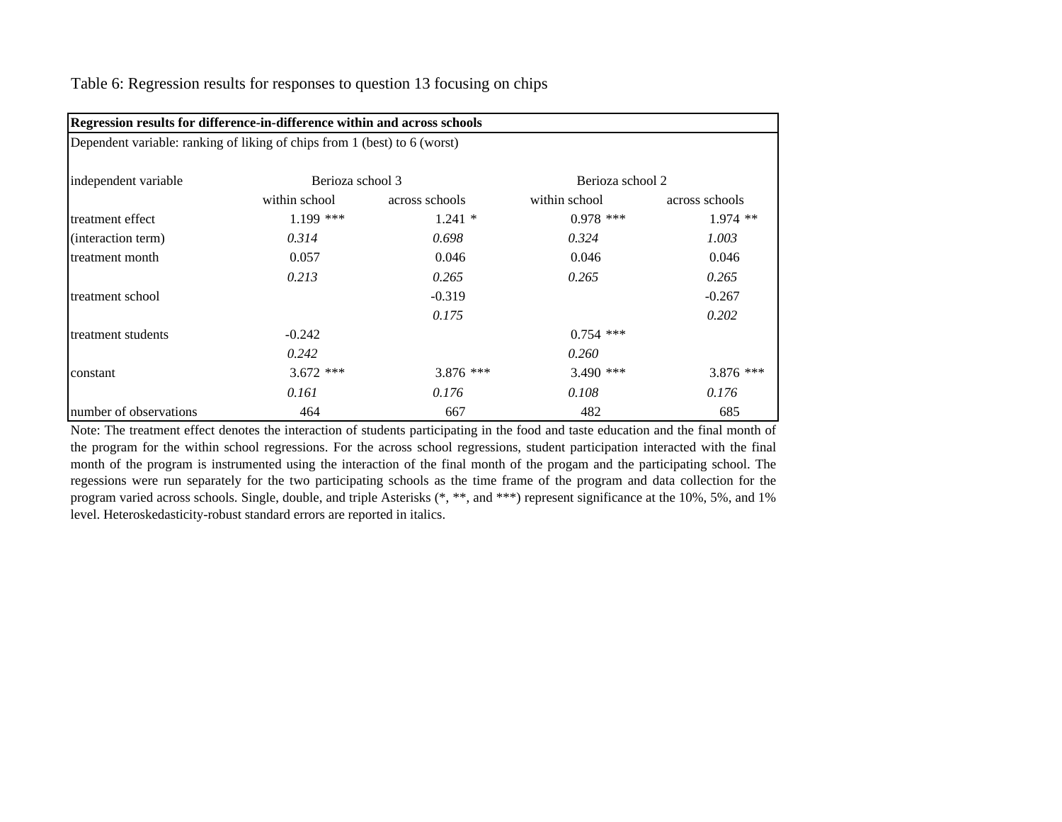Table 6: Regression results for responses to question 13 focusing on chips

| **Regression results for difference-in-difference within and across schools** | | | | |
|---|---|---|---|---|
| Dependent variable: ranking of liking of chips from 1 (best) to 6 (worst) | | | | |
| independent variable | Berioza school 3 | | Berioza school 2 | |
| | within school | across schools | within school | across schools |
| treatment effect | 1.199 *** | 1.241 * | 0.978 *** | 1.974 ** |
| (interaction term) | *0.314* | *0.698* | *0.324* | *1.003* |
| treatment month | 0.057 | 0.046 | 0.046 | 0.046 |
| | *0.213* | *0.265* | *0.265* | *0.265* |
| treatment school | | -0.319 | | -0.267 |
| | | *0.175* | | *0.202* |
| treatment students | -0.242 | | 0.754 *** | |
| | *0.242* | | *0.260* | |
| constant | 3.672 *** | 3.876 *** | 3.490 *** | 3.876 *** |
| | *0.161* | *0.176* | *0.108* | *0.176* |
| number of observations | 464 | 667 | 482 | 685 |

Note: The treatment effect denotes the interaction of students participating in the food and taste education and the final month of the program for the within school regressions. For the across school regressions, student participation interacted with the final month of the program is instrumented using the interaction of the final month of the progam and the participating school. The regessions were run separately for the two participating schools as the time frame of the program and data collection for the program varied across schools. Single, double, and triple Asterisks (*, **, and ***) represent significance at the 10%, 5%, and 1% level. Heteroskedasticity-robust standard errors are reported in italics.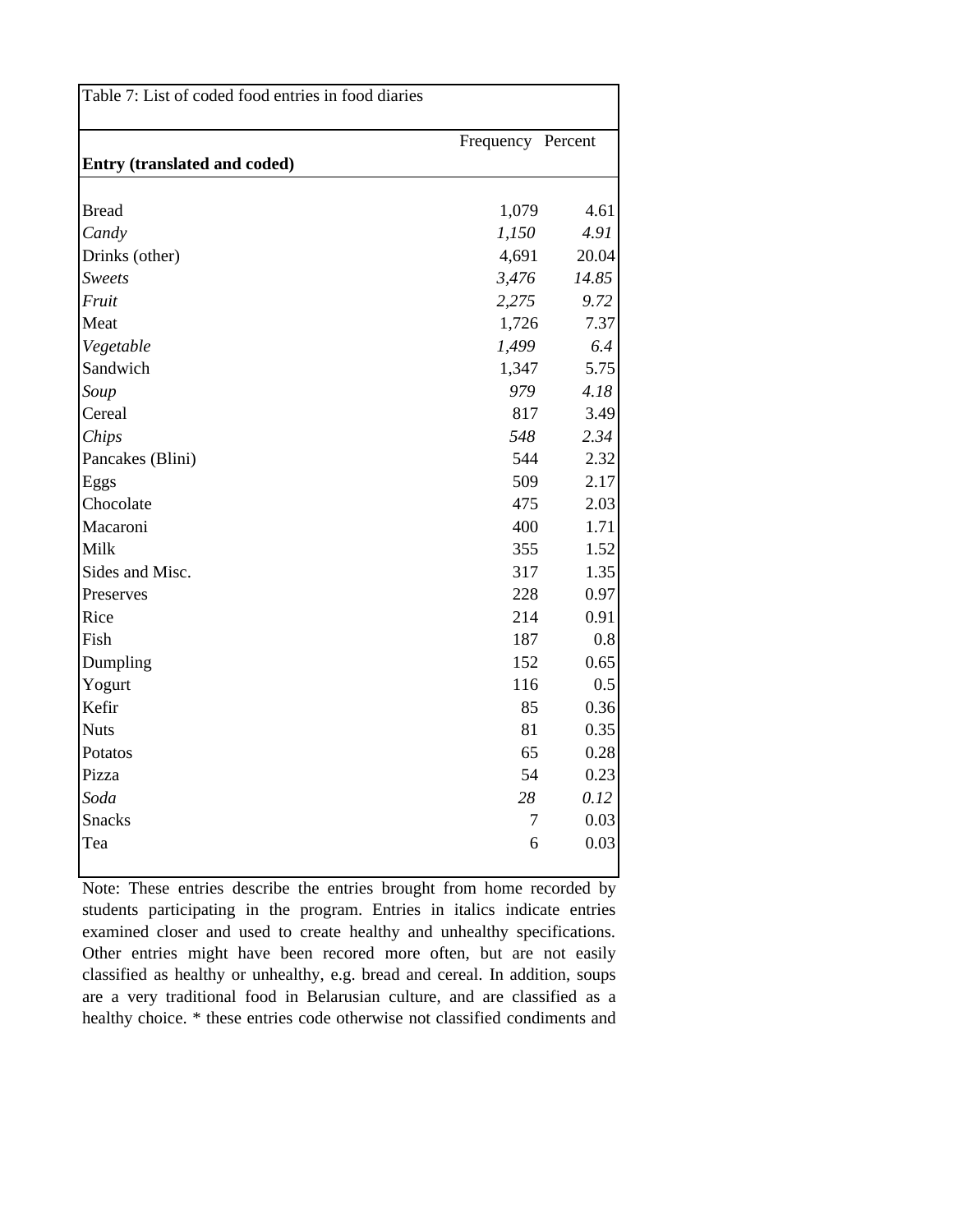Table 7: List of coded food entries in food diaries

| **Entry (translated and coded)** | Frequency | Percent |
|---|---|---|
| Bread | 1,079 | 4.61 |
| *Candy* | *1,150* | *4.91* |
| Drinks (other) | 4,691 | 20.04 |
| *Sweets* | *3,476* | *14.85* |
| *Fruit* | *2,275* | *9.72* |
| Meat | 1,726 | 7.37 |
| *Vegetable* | *1,499* | *6.4* |
| Sandwich | 1,347 | 5.75 |
| *Soup* | *979* | *4.18* |
| Cereal | 817 | 3.49 |
| *Chips* | *548* | *2.34* |
| Pancakes (Blini) | 544 | 2.32 |
| Eggs | 509 | 2.17 |
| Chocolate | 475 | 2.03 |
| Macaroni | 400 | 1.71 |
| Milk | 355 | 1.52 |
| Sides and Misc. | 317 | 1.35 |
| Preserves | 228 | 0.97 |
| Rice | 214 | 0.91 |
| Fish | 187 | 0.8 |
| Dumpling | 152 | 0.65 |
| Yogurt | 116 | 0.5 |
| Kefir | 85 | 0.36 |
| Nuts | 81 | 0.35 |
| Potatos | 65 | 0.28 |
| Pizza | 54 | 0.23 |
| *Soda* | *28* | *0.12* |
| Snacks | 7 | 0.03 |
| Tea | 6 | 0.03 |

Note: These entries describe the entries brought from home recorded by students participating in the program. Entries in italics indicate entries examined closer and used to create healthy and unhealthy specifications. Other entries might have been recored more often, but are not easily classified as healthy or unhealthy, e.g. bread and cereal. In addition, soups are a very traditional food in Belarusian culture, and are classified as a healthy choice. * these entries code otherwise not classified condiments and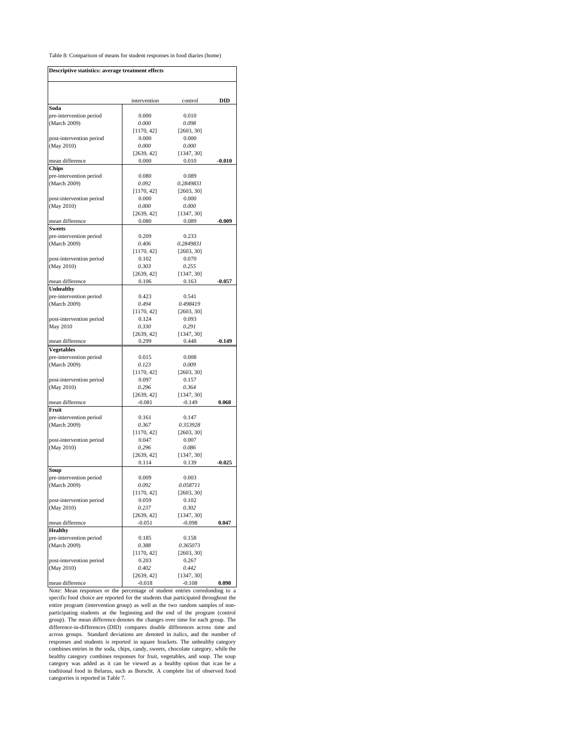Table 8: Comparison of means for student responses in food diaries (home)

| Descriptive statistics: average treatment effects | | | |
|---|---|---|---|
| | intervention | control | **DID** |
| **Soda** | | | |
| pre-intervention period | 0.000 | 0.010 | |
| (March 2009) | *0.000* | *0.098* | |
| | [1170, 42] | [2603, 30] | |
| post-intervention period | 0.000 | 0.000 | |
| (May 2010) | *0.000* | *0.000* | |
| | [2639, 42] | [1347, 30] | |
| mean difference | 0.000 | 0.010 | **-0.010** |
| **Chips** | | | |
| pre-intervention period | 0.080 | 0.089 | |
| (March 2009) | *0.092* | *0.2849831* | |
| | [1170, 42] | [2603, 30] | |
| post-intervention period | 0.000 | 0.000 | |
| (May 2010) | *0.000* | *0.000* | |
| | [2639, 42] | [1347, 30] | |
| mean difference | 0.080 | 0.089 | **-0.009** |
| **Sweets** | | | |
| pre-intervention period | 0.209 | 0.233 | |
| (March 2009) | *0.406* | *0.2849831* | |
| | [1170, 42] | [2603, 30] | |
| post-intervention period | 0.102 | 0.070 | |
| (May 2010) | *0.303* | *0.255* | |
| | [2639, 42] | [1347, 30] | |
| mean difference | 0.106 | 0.163 | **-0.057** |
| **Unhealthy** | | | |
| pre-intervention period | 0.423 | 0.541 | |
| (March 2009) | *0.494* | *0.498419* | |
| | [1170, 42] | [2603, 30] | |
| post-intervention period | 0.124 | 0.093 | |
| May 2010 | *0.330* | *0.291* | |
| | [2639, 42] | [1347, 30] | |
| mean difference | 0.299 | 0.448 | **-0.149** |
| **Vegetables** | | | |
| pre-intervention period | 0.015 | 0.008 | |
| (March 2009) | *0.123* | *0.009* | |
| | [1170, 42] | [2603, 30] | |
| post-intervention period | 0.097 | 0.157 | |
| (May 2010) | *0.296* | *0.364* | |
| | [2639, 42] | [1347, 30] | |
| mean difference | -0.081 | -0.149 | **0.068** |
| **Fruit** | | | |
| pre-intervention period | 0.161 | 0.147 | |
| (March 2009) | *0.367* | *0.353928* | |
| | [1170, 42] | [2603, 30] | |
| post-intervention period | 0.047 | 0.007 | |
| (May 2010) | *0.296* | *0.086* | |
| | [2639, 42] | [1347, 30] | |
| | 0.114 | 0.139 | **-0.025** |
| **Soup** | | | |
| pre-intervention period | 0.009 | 0.003 | |
| (March 2009) | *0.092* | *0.058711* | |
| | [1170, 42] | [2603, 30] | |
| post-intervention period | 0.059 | 0.102 | |
| (May 2010) | *0.237* | *0.302* | |
| | [2639, 42] | [1347, 30] | |
| mean difference | -0.051 | -0.098 | **0.047** |
| **Healthy** | | | |
| pre-intervention period | 0.185 | 0.158 | |
| (March 2009) | *0.388* | *0.365073* | |
| | [1170, 42] | [2603, 30] | |
| post-intervention period | 0.203 | 0.267 | |
| (May 2010) | *0.402* | *0.442* | |
| | [2639, 42] | [1347, 30] | |
| mean difference | -0.018 | -0.108 | **0.090** |

Note: Mean responses or the percentage of student entries corredonding to a specific food choice are reported for the students that participated throughout the entire program (intervention group) as well as the two random samples of non-participating students at the beginning and the end of the program (control group). The mean difference denotes the changes over time for each group. The difference-in-differences (DID) compares double differences across time and across groups. Standard deviations are denoted in italics, and the number of responses and students is reported in square brackets. The unhealthy category combines entries in the soda, chips, candy, sweets, chocolate category, while the healthy category combines responses for fruit, vegetables, and soup. The soup category was added as it can be viewed as a healthy option that ican be a traditional food in Belarus, such as Borscht. A complete list of observed food categorries is reported in Table 7.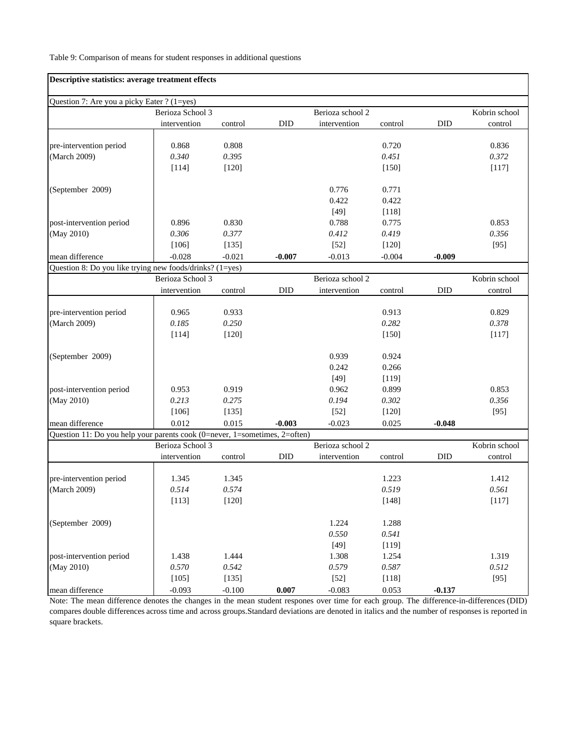Table 9: Comparison of means for student responses in additional questions

| Descriptive statistics: average treatment effects | | | | | | | |
|---|---|---|---|---|---|---|---|
| **Question 7: Are you a picky Eater ? (1=yes)** | | | | | | | |
| | Berioza School 3 | | | Berioza school 2 | | | Kobrin school |
| | intervention | control | DID | intervention | control | DID | control |
| pre-intervention period | 0.868 | 0.808 | | | 0.720 | | 0.836 |
| (March 2009) | *0.340* | *0.395* | | | *0.451* | | *0.372* |
| | [114] | [120] | | | [150] | | [117] |
| (September 2009) | | | | 0.776 | 0.771 | | |
| | | | | 0.422 | 0.422 | | |
| | | | | [49] | [118] | | |
| post-intervention period | 0.896 | 0.830 | | 0.788 | 0.775 | | 0.853 |
| (May 2010) | *0.306* | *0.377* | | *0.412* | *0.419* | | *0.356* |
| | [106] | [135] | | [52] | [120] | | [95] |
| mean difference | -0.028 | -0.021 | **-0.007** | -0.013 | -0.004 | **-0.009** | |
| **Question 8: Do you like trying new foods/drinks? (1=yes)** | | | | | | | |
| | Berioza School 3 | | | Berioza school 2 | | | Kobrin school |
| | intervention | control | DID | intervention | control | DID | control |
| pre-intervention period | 0.965 | 0.933 | | | 0.913 | | 0.829 |
| (March 2009) | *0.185* | *0.250* | | | *0.282* | | *0.378* |
| | [114] | [120] | | | [150] | | [117] |
| (September 2009) | | | | 0.939 | 0.924 | | |
| | | | | 0.242 | 0.266 | | |
| | | | | [49] | [119] | | |
| post-intervention period | 0.953 | 0.919 | | 0.962 | 0.899 | | 0.853 |
| (May 2010) | *0.213* | *0.275* | | *0.194* | *0.302* | | *0.356* |
| | [106] | [135] | | [52] | [120] | | [95] |
| mean difference | 0.012 | 0.015 | **-0.003** | -0.023 | 0.025 | **-0.048** | |
| **Question 11: Do you help your parents cook (0=never, 1=sometimes, 2=often)** | | | | | | | |
| | Berioza School 3 | | | Berioza school 2 | | | Kobrin school |
| | intervention | control | DID | intervention | control | DID | control |
| pre-intervention period | 1.345 | 1.345 | | | 1.223 | | 1.412 |
| (March 2009) | *0.514* | *0.574* | | | *0.519* | | *0.561* |
| | [113] | [120] | | | [148] | | [117] |
| (September 2009) | | | | 1.224 | 1.288 | | |
| | | | | *0.550* | *0.541* | | |
| | | | | [49] | [119] | | |
| post-intervention period | 1.438 | 1.444 | | 1.308 | 1.254 | | 1.319 |
| (May 2010) | *0.570* | *0.542* | | *0.579* | *0.587* | | *0.512* |
| | [105] | [135] | | [52] | [118] | | [95] |
| mean difference | -0.093 | -0.100 | **0.007** | -0.083 | 0.053 | **-0.137** | |

Note: The mean difference denotes the changes in the mean student respones over time for each group. The difference-in-differences (DID) compares double differences across time and across groups.Standard deviations are denoted in italics and the number of responses is reported in square brackets.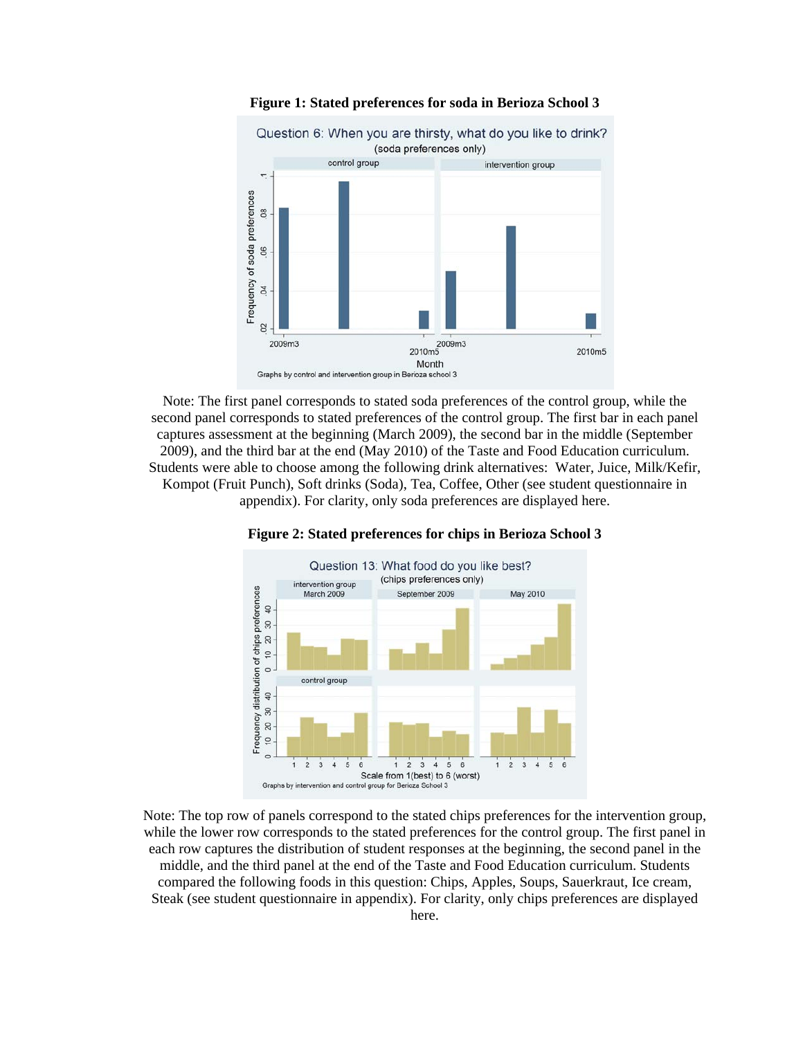**Figure 1: Stated preferences for soda in Berioza School 3**

Note: The first panel corresponds to stated soda preferences of the control group, while the second panel corresponds to stated preferences of the control group. The first bar in each panel captures assessment at the beginning (March 2009), the second bar in the middle (September 2009), and the third bar at the end (May 2010) of the Taste and Food Education curriculum. Students were able to choose among the following drink alternatives: Water, Juice, Milk/Kefir, Kompot (Fruit Punch), Soft drinks (Soda), Tea, Coffee, Other (see student questionnaire in appendix). For clarity, only soda preferences are displayed here.

**Figure 2: Stated preferences for chips in Berioza School 3**

Note: The top row of panels correspond to the stated chips preferences for the intervention group, while the lower row corresponds to the stated preferences for the control group. The first panel in each row captures the distribution of student responses at the beginning, the second panel in the middle, and the third panel at the end of the Taste and Food Education curriculum. Students compared the following foods in this question: Chips, Apples, Soups, Sauerkraut, Ice cream, Steak (see student questionnaire in appendix). For clarity, only chips preferences are displayed here.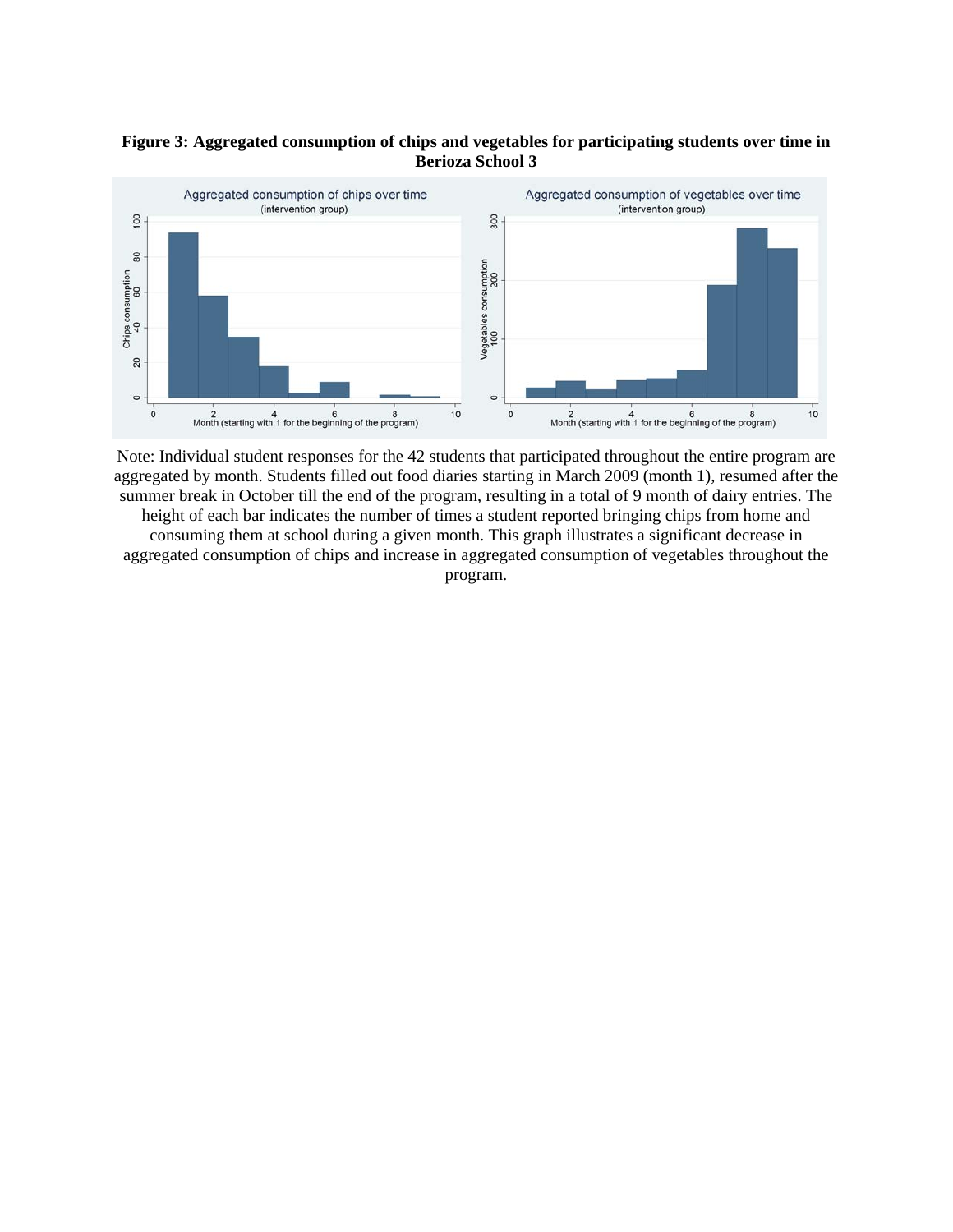**Figure 3: Aggregated consumption of chips and vegetables for participating students over time in Berioza School 3**

Note: Individual student responses for the 42 students that participated throughout the entire program are aggregated by month. Students filled out food diaries starting in March 2009 (month 1), resumed after the summer break in October till the end of the program, resulting in a total of 9 month of dairy entries. The height of each bar indicates the number of times a student reported bringing chips from home and consuming them at school during a given month. This graph illustrates a significant decrease in aggregated consumption of chips and increase in aggregated consumption of vegetables throughout the program.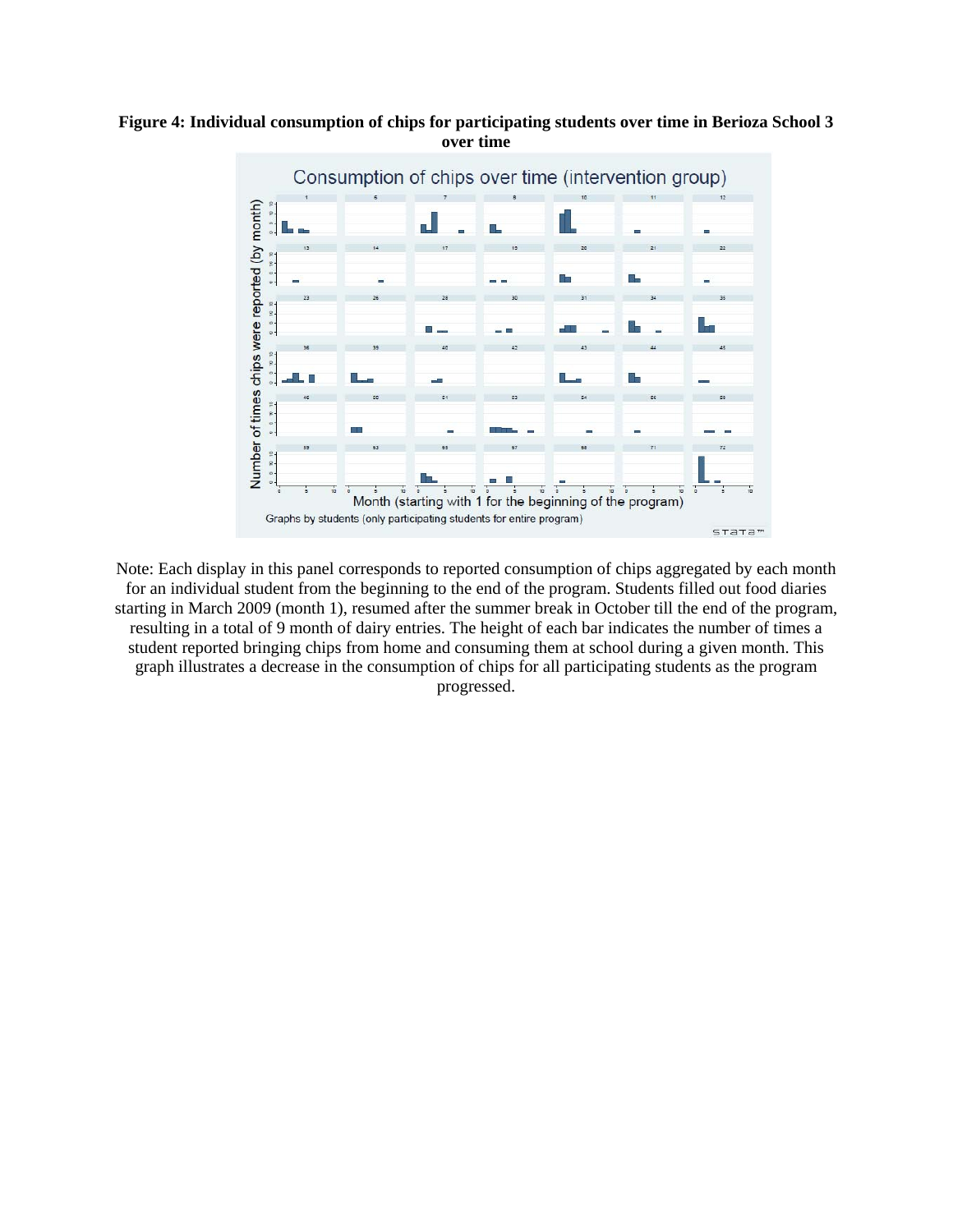**Figure 4: Individual consumption of chips for participating students over time in Berioza School 3 over time**

Note: Each display in this panel corresponds to reported consumption of chips aggregated by each month for an individual student from the beginning to the end of the program. Students filled out food diaries starting in March 2009 (month 1), resumed after the summer break in October till the end of the program, resulting in a total of 9 month of dairy entries. The height of each bar indicates the number of times a student reported bringing chips from home and consuming them at school during a given month. This graph illustrates a decrease in the consumption of chips for all participating students as the program progressed.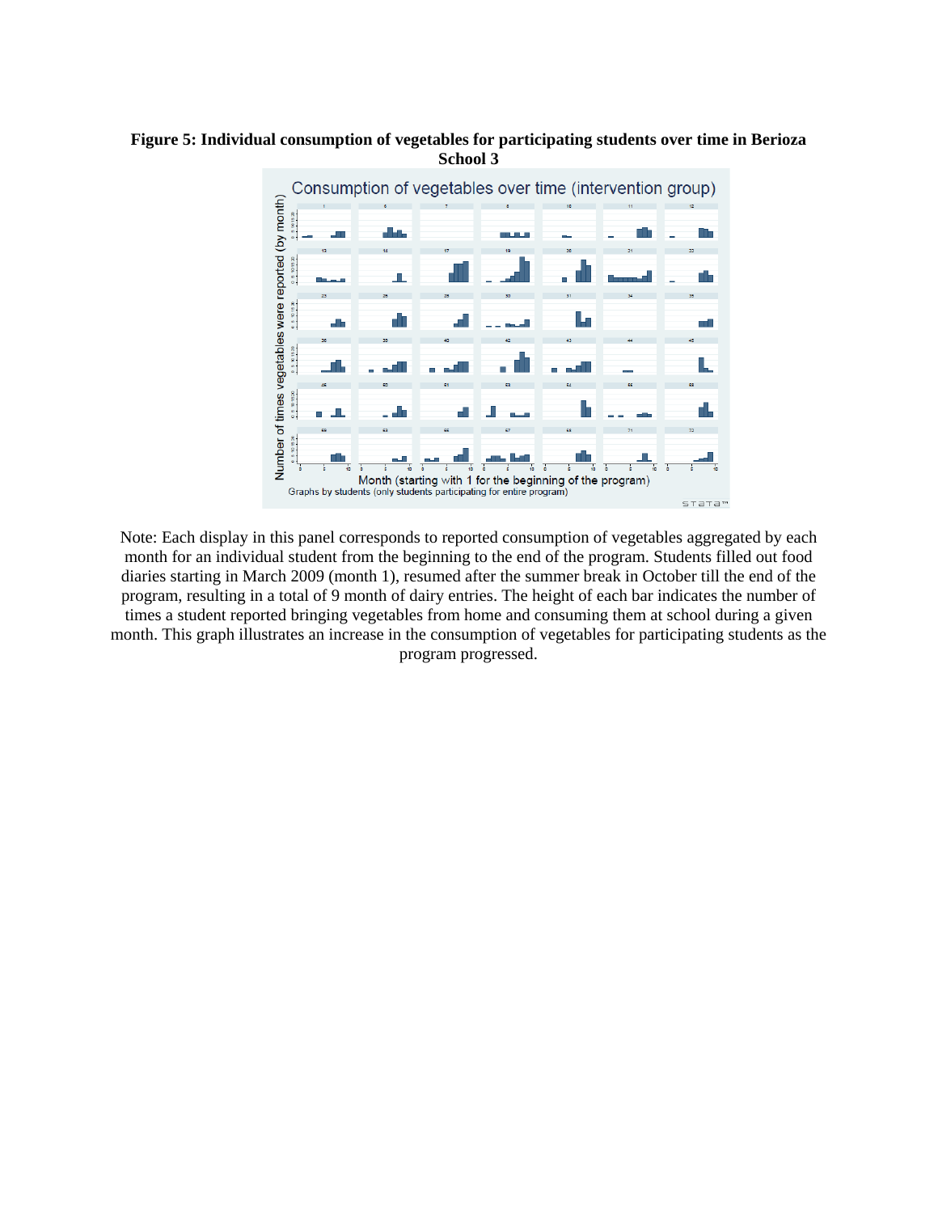**Figure 5: Individual consumption of vegetables for participating students over time in Berioza School 3**

Note: Each display in this panel corresponds to reported consumption of vegetables aggregated by each month for an individual student from the beginning to the end of the program. Students filled out food diaries starting in March 2009 (month 1), resumed after the summer break in October till the end of the program, resulting in a total of 9 month of dairy entries. The height of each bar indicates the number of times a student reported bringing vegetables from home and consuming them at school during a given month. This graph illustrates an increase in the consumption of vegetables for participating students as the program progressed.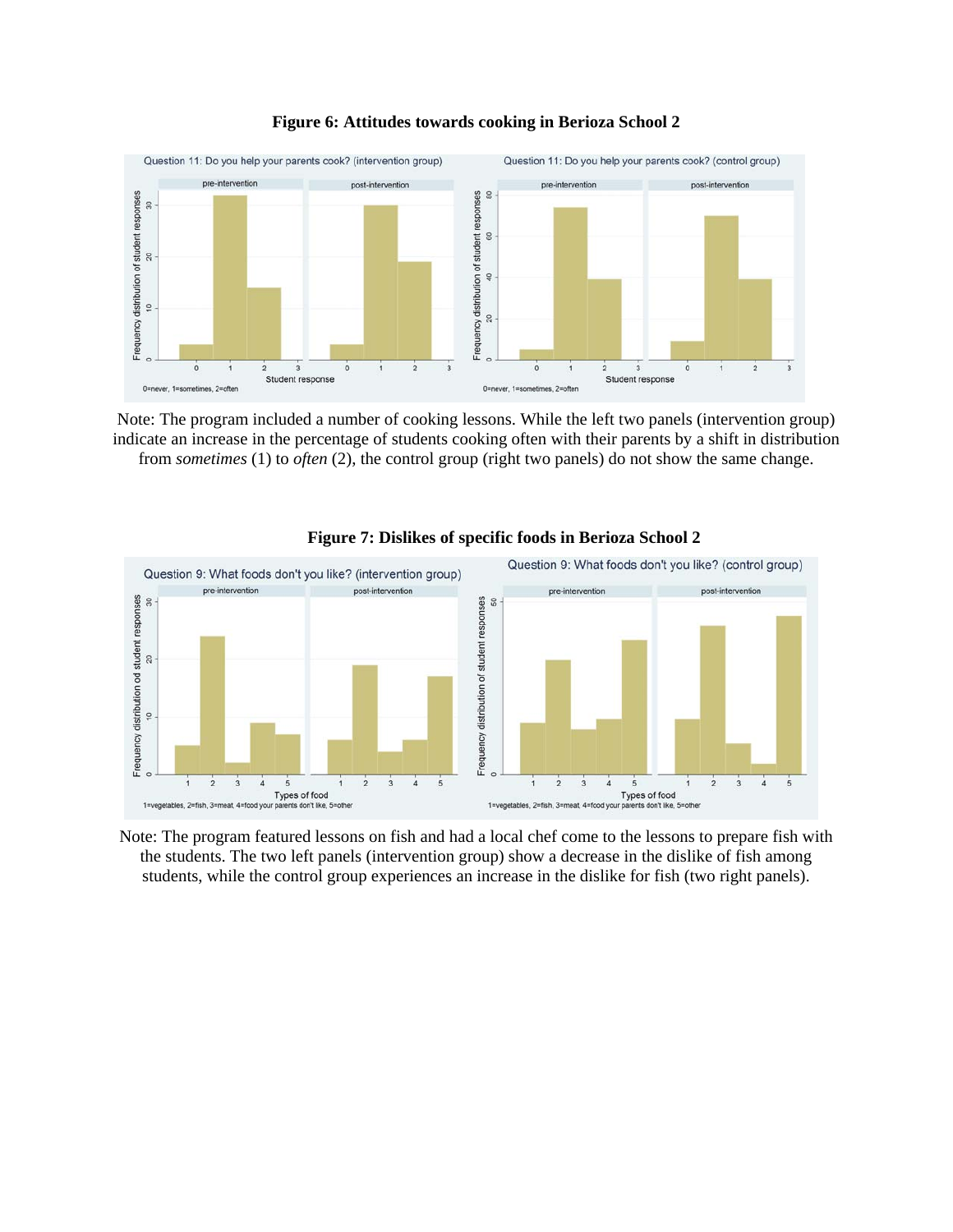**Figure 6: Attitudes towards cooking in Berioza School 2**

Question 11: Do you help your parents cook? (intervention group)

pre-intervention

post-intervention

Frequency distribution of student responses

0

10

20

30

0 1 2 3

0 1 2 3

Student response

0=never, 1=sometimes, 2=often

Question 11: Do you help your parents cook? (control group)

pre-intervention

post-intervention

Frequency distribution of student responses

0

20

40

60

80

0 1 2 3

0 1 2 3

Student response

0=never, 1=sometimes, 2=often

Note: The program included a number of cooking lessons. While the left two panels (intervention group) indicate an increase in the percentage of students cooking often with their parents by a shift in distribution from *sometimes* (1) to *often* (2), the control group (right two panels) do not show the same change.

**Figure 7: Dislikes of specific foods in Berioza School 2**

Question 9: What foods don't you like? (intervention group)

pre-intervention

post-intervention

Frequency distribution od student responses

0

10

20

30

1 2 3 4 5

1 2 3 4 5

Types of food

1=vegetables, 2=fish, 3=meat, 4=food your parents don't like, 5=other

Question 9: What foods don't you like? (control group)

pre-intervention

post-intervention

Frequency distribution of student responses

0

50

1 2 3 4 5

1 2 3 4 5

Types of food

1=vegetables, 2=fish, 3=meat, 4=food your parents don't like, 5=other

Note: The program featured lessons on fish and had a local chef come to the lessons to prepare fish with the students. The two left panels (intervention group) show a decrease in the dislike of fish among students, while the control group experiences an increase in the dislike for fish (two right panels).